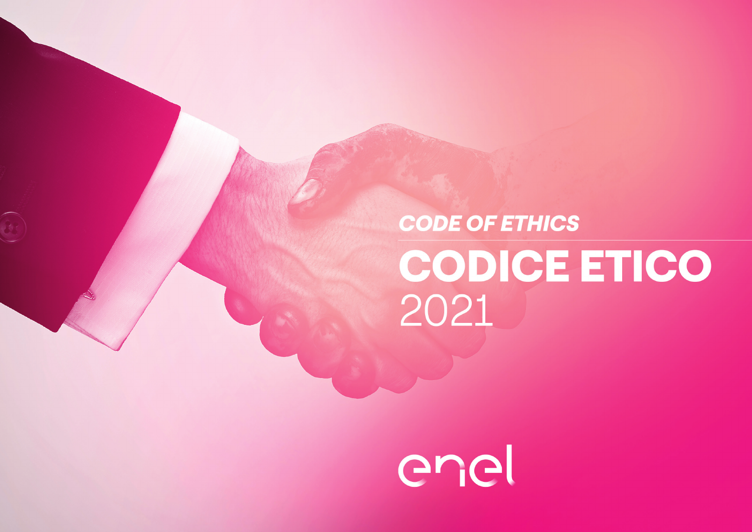*CODE OF ETHICS*

# CODICE ETICO

2021

enel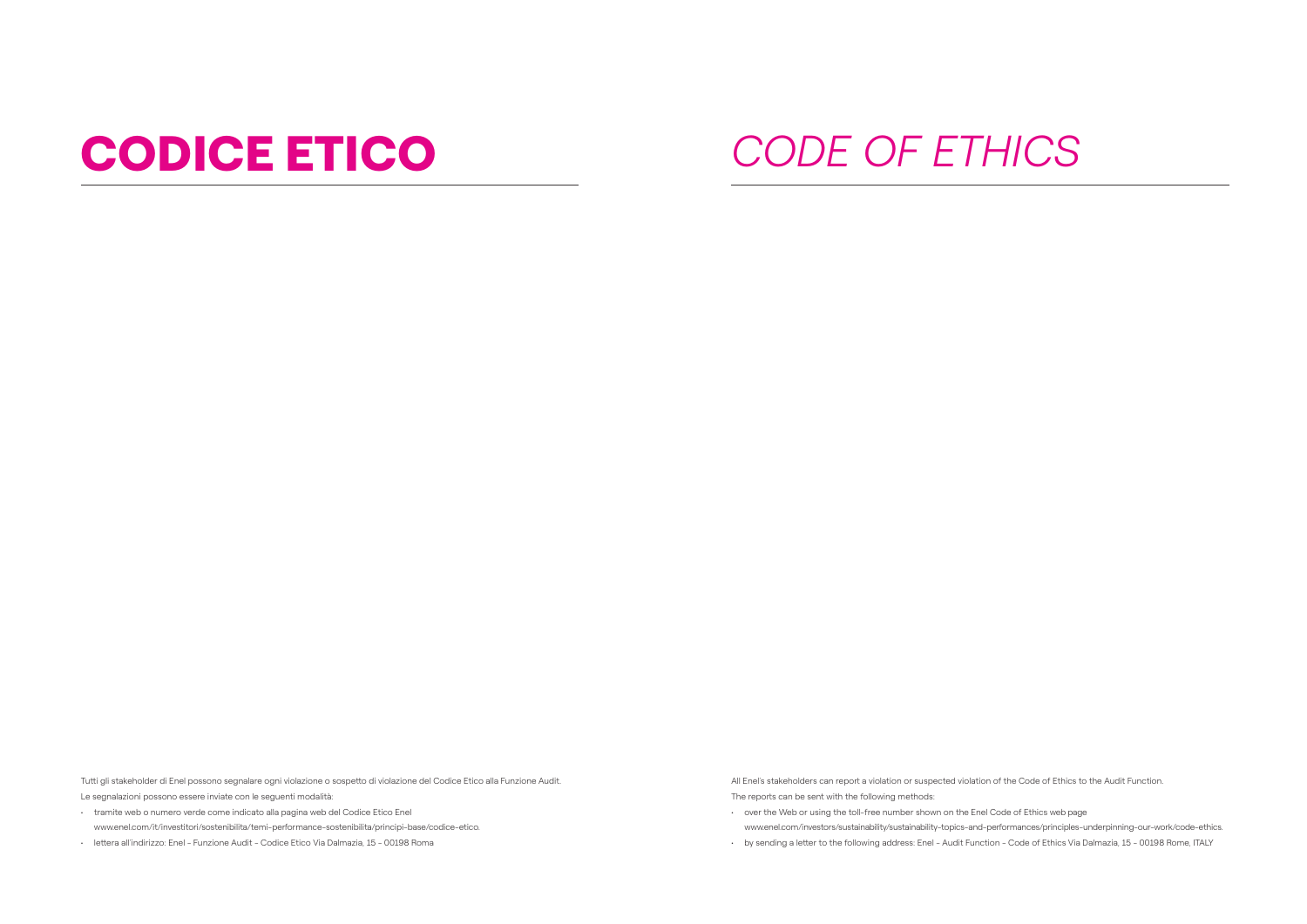# CODICE ETICO

Tutti gli stakeholder di Enel possono segnalare ogni violazione o sospetto di violazione del Codice Etico alla Funzione Audit.
Le segnalazioni possono essere inviate con le seguenti modalità:

- tramite web o numero verde come indicato alla pagina web del Codice Etico Enel www.enel.com/it/investitori/sostenibilita/temi-performance-sostenibilita/principi-base/codice-etico.
- lettera all'indirizzo: Enel - Funzione Audit - Codice Etico Via Dalmazia, 15 - 00198 Roma

# *CODE OF ETHICS*

All Enel's stakeholders can report a violation or suspected violation of the Code of Ethics to the Audit Function.
The reports can be sent with the following methods:

- over the Web or using the toll-free number shown on the Enel Code of Ethics web page www.enel.com/investors/sustainability/sustainability-topics-and-performances/principles-underpinning-our-work/code-ethics.
- by sending a letter to the following address: Enel - Audit Function - Code of Ethics Via Dalmazia, 15 - 00198 Rome, ITALY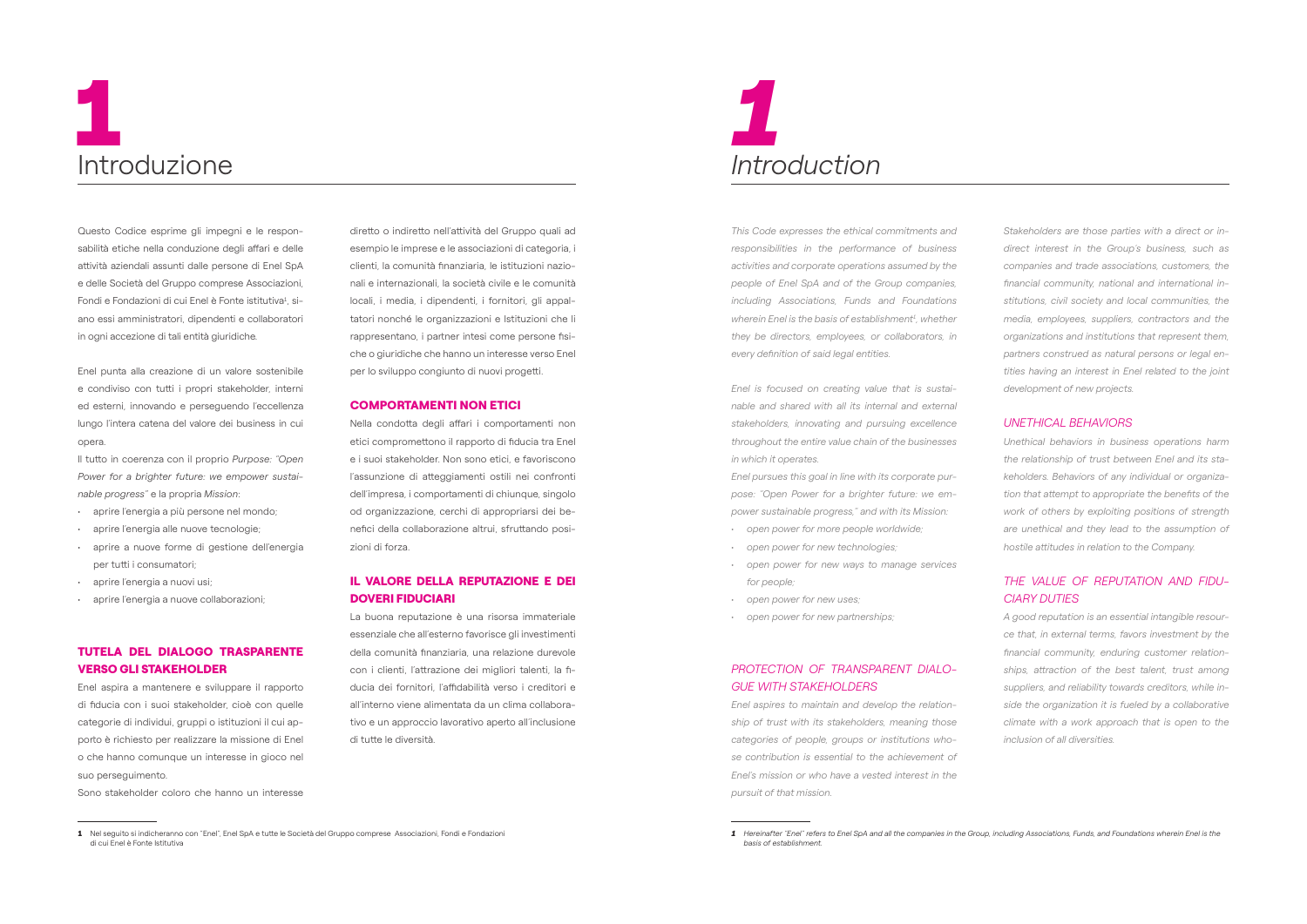# 1 Introduzione

Questo Codice esprime gli impegni e le responsabilità etiche nella conduzione degli affari e delle attività aziendali assunti dalle persone di Enel SpA e delle Società del Gruppo comprese Associazioni, Fondi e Fondazioni di cui Enel è Fonte istitutiva[1], siano essi amministratori, dipendenti e collaboratori in ogni accezione di tali entità giuridiche.

Enel punta alla creazione di un valore sostenibile e condiviso con tutti i propri stakeholder, interni ed esterni, innovando e perseguendo l'eccellenza lungo l'intera catena del valore dei business in cui opera.

Il tutto in coerenza con il proprio *Purpose: "Open Power for a brighter future: we empower sustainable progress"* e la propria *Mission*:

- aprire l'energia a più persone nel mondo;
- aprire l'energia alle nuove tecnologie;
- aprire a nuove forme di gestione dell'energia per tutti i consumatori;
- aprire l'energia a nuovi usi;
- aprire l'energia a nuove collaborazioni;

## TUTELA DEL DIALOGO TRASPARENTE VERSO GLI STAKEHOLDER

Enel aspira a mantenere e sviluppare il rapporto di fiducia con i suoi stakeholder, cioè con quelle categorie di individui, gruppi o istituzioni il cui apporto è richiesto per realizzare la missione di Enel o che hanno comunque un interesse in gioco nel suo perseguimento.

Sono stakeholder coloro che hanno un interesse diretto o indiretto nell'attività del Gruppo quali ad esempio le imprese e le associazioni di categoria, i clienti, la comunità finanziaria, le istituzioni nazionali e internazionali, la società civile e le comunità locali, i media, i dipendenti, i fornitori, gli appaltatori nonché le organizzazioni e Istituzioni che li rappresentano, i partner intesi come persone fisiche o giuridiche che hanno un interesse verso Enel per lo sviluppo congiunto di nuovi progetti.

## COMPORTAMENTI NON ETICI

Nella condotta degli affari i comportamenti non etici compromettono il rapporto di fiducia tra Enel e i suoi stakeholder. Non sono etici, e favoriscono l'assunzione di atteggiamenti ostili nei confronti dell'impresa, i comportamenti di chiunque, singolo od organizzazione, cerchi di appropriarsi dei benefici della collaborazione altrui, sfruttando posizioni di forza.

## IL VALORE DELLA REPUTAZIONE E DEI DOVERI FIDUCIARI

La buona reputazione è una risorsa immateriale essenziale che all'esterno favorisce gli investimenti della comunità finanziaria, una relazione durevole con i clienti, l'attrazione dei migliori talenti, la fiducia dei fornitori, l'affidabilità verso i creditori e all'interno viene alimentata da un clima collaborativo e un approccio lavorativo aperto all'inclusione di tutte le diversità.

[1] Nel seguito si indicheranno con "Enel", Enel SpA e tutte le Società del Gruppo comprese Associazioni, Fondi e Fondazioni di cui Enel è Fonte Istitutiva

# *1 Introduction*

*This Code expresses the ethical commitments and responsibilities in the performance of business activities and corporate operations assumed by the people of Enel SpA and of the Group companies, including Associations, Funds and Foundations wherein Enel is the basis of establishment[1], whether they be directors, employees, or collaborators, in every definition of said legal entities.*

*Enel is focused on creating value that is sustainable and shared with all its internal and external stakeholders, innovating and pursuing excellence throughout the entire value chain of the businesses in which it operates.*

*Enel pursues this goal in line with its corporate purpose: "Open Power for a brighter future: we empower sustainable progress," and with its Mission:*

- *open power for more people worldwide;*
- *open power for new technologies;*
- *open power for new ways to manage services for people;*
- *open power for new uses;*
- *open power for new partnerships;*

## *PROTECTION OF TRANSPARENT DIALOGUE WITH STAKEHOLDERS*

*Enel aspires to maintain and develop the relationship of trust with its stakeholders, meaning those categories of people, groups or institutions whose contribution is essential to the achievement of Enel's mission or who have a vested interest in the pursuit of that mission.*

*Stakeholders are those parties with a direct or indirect interest in the Group's business, such as companies and trade associations, customers, the financial community, national and international institutions, civil society and local communities, the media, employees, suppliers, contractors and the organizations and institutions that represent them, partners construed as natural persons or legal entities having an interest in Enel related to the joint development of new projects.*

## *UNETHICAL BEHAVIORS*

*Unethical behaviors in business operations harm the relationship of trust between Enel and its stakeholders. Behaviors of any individual or organization that attempt to appropriate the benefits of the work of others by exploiting positions of strength are unethical and they lead to the assumption of hostile attitudes in relation to the Company.*

## *THE VALUE OF REPUTATION AND FIDUCIARY DUTIES*

*A good reputation is an essential intangible resource that, in external terms, favors investment by the financial community, enduring customer relationships, attraction of the best talent, trust among suppliers, and reliability towards creditors, while inside the organization it is fueled by a collaborative climate with a work approach that is open to the inclusion of all diversities.*

*[1] Hereinafter "Enel" refers to Enel SpA and all the companies in the Group, including Associations, Funds, and Foundations wherein Enel is the basis of establishment.*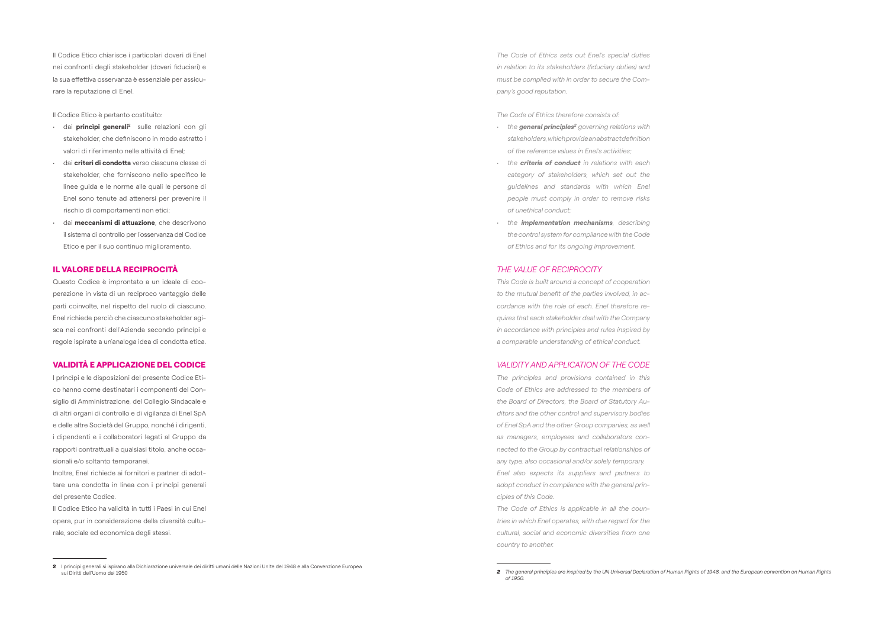Il Codice Etico chiarisce i particolari doveri di Enel nei confronti degli stakeholder (doveri fiduciari) e la sua effettiva osservanza è essenziale per assicurare la reputazione di Enel.

Il Codice Etico è pertanto costituito:

- dai **principi generali**[2] sulle relazioni con gli stakeholder, che definiscono in modo astratto i valori di riferimento nelle attività di Enel;
- dai **criteri di condotta** verso ciascuna classe di stakeholder, che forniscono nello specifico le linee guida e le norme alle quali le persone di Enel sono tenute ad attenersi per prevenire il rischio di comportamenti non etici;
- dai **meccanismi di attuazione**, che descrivono il sistema di controllo per l'osservanza del Codice Etico e per il suo continuo miglioramento.

## IL VALORE DELLA RECIPROCITÀ

Questo Codice è improntato a un ideale di cooperazione in vista di un reciproco vantaggio delle parti coinvolte, nel rispetto del ruolo di ciascuno. Enel richiede perciò che ciascuno stakeholder agisca nei confronti dell'Azienda secondo princípi e regole ispirate a un'analoga idea di condotta etica.

## VALIDITÀ E APPLICAZIONE DEL CODICE

I princìpi e le disposizioni del presente Codice Etico hanno come destinatari i componenti del Consiglio di Amministrazione, del Collegio Sindacale e di altri organi di controllo e di vigilanza di Enel SpA e delle altre Società del Gruppo, nonché i dirigenti, i dipendenti e i collaboratori legati al Gruppo da rapporti contrattuali a qualsiasi titolo, anche occasionali e/o soltanto temporanei.

Inoltre, Enel richiede ai fornitori e partner di adottare una condotta in linea con i princípi generali del presente Codice.

Il Codice Etico ha validità in tutti i Paesi in cui Enel opera, pur in considerazione della diversità culturale, sociale ed economica degli stessi.

[2] I principi generali si ispirano alla Dichiarazione universale dei diritti umani delle Nazioni Unite del 1948 e alla Convenzione Europea sui Diritti dell'Uomo del 1950

*The Code of Ethics sets out Enel's special duties in relation to its stakeholders (fiduciary duties) and must be complied with in order to secure the Company's good reputation.*

*The Code of Ethics therefore consists of:*

- *the **general principles**[2] governing relations with stakeholders, which provide an abstract definition of the reference values in Enel's activities;*
- *the **criteria of conduct** in relations with each category of stakeholders, which set out the guidelines and standards with which Enel people must comply in order to remove risks of unethical conduct;*
- *the **implementation mechanisms**, describing the control system for compliance with the Code of Ethics and for its ongoing improvement.*

## *THE VALUE OF RECIPROCITY*

*This Code is built around a concept of cooperation to the mutual benefit of the parties involved, in accordance with the role of each. Enel therefore requires that each stakeholder deal with the Company in accordance with principles and rules inspired by a comparable understanding of ethical conduct.*

## *VALIDITY AND APPLICATION OF THE CODE*

*The principles and provisions contained in this Code of Ethics are addressed to the members of the Board of Directors, the Board of Statutory Auditors and the other control and supervisory bodies of Enel SpA and the other Group companies, as well as managers, employees and collaborators connected to the Group by contractual relationships of any type, also occasional and/or solely temporary.*

*Enel also expects its suppliers and partners to adopt conduct in compliance with the general principles of this Code.*

*The Code of Ethics is applicable in all the countries in which Enel operates, with due regard for the cultural, social and economic diversities from one country to another.*

*[2] The general principles are inspired by the UN Universal Declaration of Human Rights of 1948, and the European convention on Human Rights of 1950.*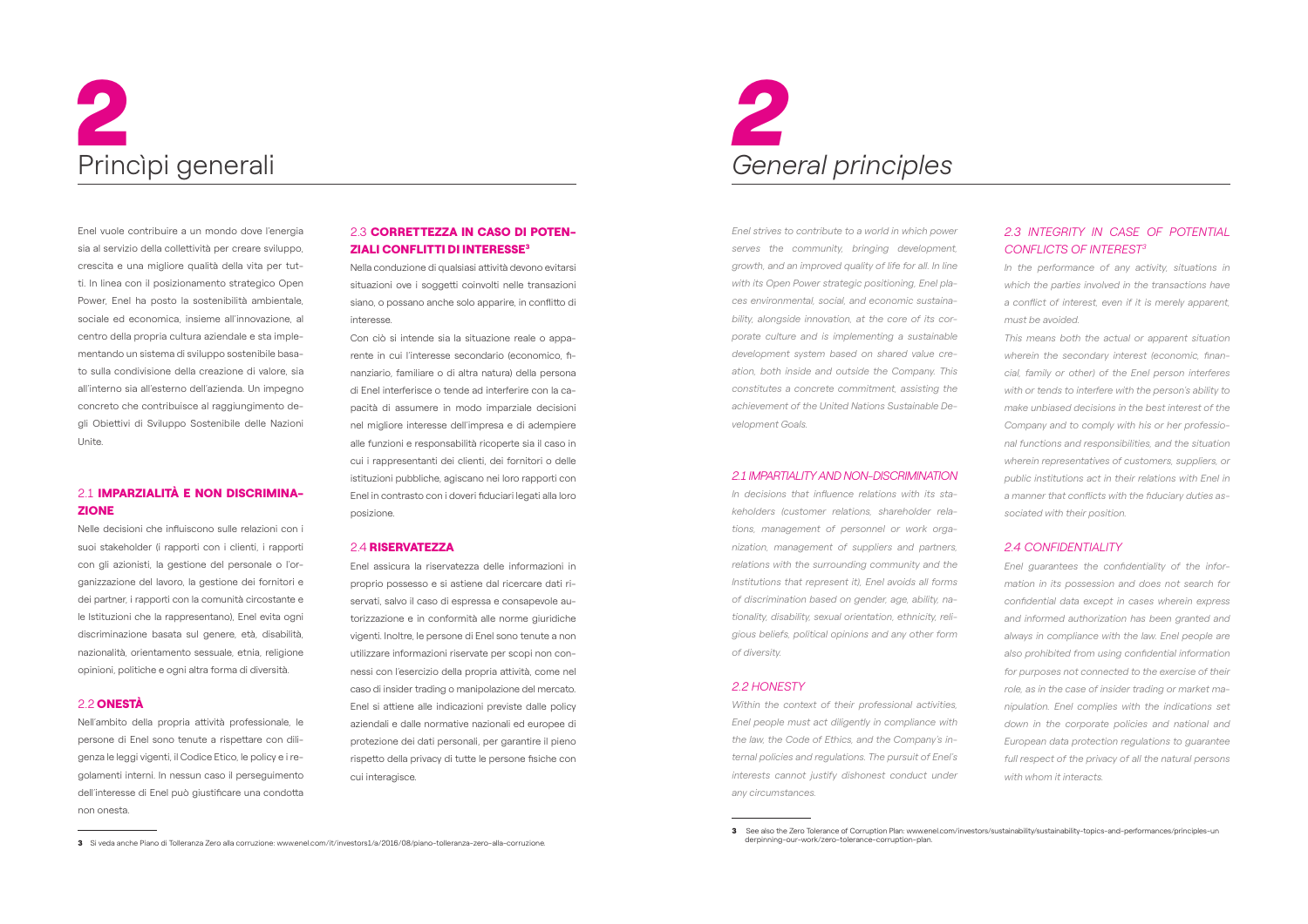# 2 Princìpi generali

Enel vuole contribuire a un mondo dove l'energia sia al servizio della collettività per creare sviluppo, crescita e una migliore qualità della vita per tutti. In linea con il posizionamento strategico Open Power, Enel ha posto la sostenibilità ambientale, sociale ed economica, insieme all'innovazione, al centro della propria cultura aziendale e sta implementando un sistema di sviluppo sostenibile basato sulla condivisione della creazione di valore, sia all'interno sia all'esterno dell'azienda. Un impegno concreto che contribuisce al raggiungimento degli Obiettivi di Sviluppo Sostenibile delle Nazioni Unite.

## 2.1 IMPARZIALITÀ E NON DISCRIMINAZIONE

Nelle decisioni che influiscono sulle relazioni con i suoi stakeholder (i rapporti con i clienti, i rapporti con gli azionisti, la gestione del personale o l'organizzazione del lavoro, la gestione dei fornitori e dei partner, i rapporti con la comunità circostante e le Istituzioni che la rappresentano), Enel evita ogni discriminazione basata sul genere, età, disabilità, nazionalità, orientamento sessuale, etnia, religione opinioni, politiche e ogni altra forma di diversità.

## 2.2 ONESTÀ

Nell'ambito della propria attività professionale, le persone di Enel sono tenute a rispettare con diligenza le leggi vigenti, il Codice Etico, le policy e i regolamenti interni. In nessun caso il perseguimento dell'interesse di Enel può giustificare una condotta non onesta.

## 2.3 CORRETTEZZA IN CASO DI POTENZIALI CONFLITTI DI INTERESSE[3]

Nella conduzione di qualsiasi attività devono evitarsi situazioni ove i soggetti coinvolti nelle transazioni siano, o possano anche solo apparire, in conflitto di interesse.

Con ciò si intende sia la situazione reale o apparente in cui l'interesse secondario (economico, finanziario, familiare o di altra natura) della persona di Enel interferisce o tende ad interferire con la capacità di assumere in modo imparziale decisioni nel migliore interesse dell'impresa e di adempiere alle funzioni e responsabilità ricoperte sia il caso in cui i rappresentanti dei clienti, dei fornitori o delle istituzioni pubbliche, agiscano nei loro rapporti con Enel in contrasto con i doveri fiduciari legati alla loro posizione.

## 2.4 RISERVATEZZA

Enel assicura la riservatezza delle informazioni in proprio possesso e si astiene dal ricercare dati riservati, salvo il caso di espressa e consapevole autorizzazione e in conformità alle norme giuridiche vigenti. Inoltre, le persone di Enel sono tenute a non utilizzare informazioni riservate per scopi non connessi con l'esercizio della propria attività, come nel caso di insider trading o manipolazione del mercato. Enel si attiene alle indicazioni previste dalle policy aziendali e dalle normative nazionali ed europee di protezione dei dati personali, per garantire il pieno rispetto della privacy di tutte le persone fisiche con cui interagisce.

[3] Si veda anche Piano di Tolleranza Zero alla corruzione: www.enel.com/it/investors1/a/2016/08/piano-tolleranza-zero-alla-corruzione.

# *2 General principles*

*Enel strives to contribute to a world in which power serves the community, bringing development, growth, and an improved quality of life for all. In line with its Open Power strategic positioning, Enel places environmental, social, and economic sustainability, alongside innovation, at the core of its corporate culture and is implementing a sustainable development system based on shared value creation, both inside and outside the Company. This constitutes a concrete commitment, assisting the achievement of the United Nations Sustainable Development Goals.*

## *2.1 IMPARTIALITY AND NON-DISCRIMINATION*

*In decisions that influence relations with its stakeholders (customer relations, shareholder relations, management of personnel or work organization, management of suppliers and partners, relations with the surrounding community and the Institutions that represent it), Enel avoids all forms of discrimination based on gender, age, ability, nationality, disability, sexual orientation, ethnicity, religious beliefs, political opinions and any other form of diversity.*

## *2.2 HONESTY*

*Within the context of their professional activities, Enel people must act diligently in compliance with the law, the Code of Ethics, and the Company's internal policies and regulations. The pursuit of Enel's interests cannot justify dishonest conduct under any circumstances.*

## *2.3 INTEGRITY IN CASE OF POTENTIAL CONFLICTS OF INTEREST[3]*

*In the performance of any activity, situations in which the parties involved in the transactions have a conflict of interest, even if it is merely apparent, must be avoided.*

*This means both the actual or apparent situation wherein the secondary interest (economic, financial, family or other) of the Enel person interferes with or tends to interfere with the person's ability to make unbiased decisions in the best interest of the Company and to comply with his or her professional functions and responsibilities, and the situation wherein representatives of customers, suppliers, or public institutions act in their relations with Enel in a manner that conflicts with the fiduciary duties associated with their position.*

## *2.4 CONFIDENTIALITY*

*Enel guarantees the confidentiality of the information in its possession and does not search for confidential data except in cases wherein express and informed authorization has been granted and always in compliance with the law. Enel people are also prohibited from using confidential information for purposes not connected to the exercise of their role, as in the case of insider trading or market manipulation. Enel complies with the indications set down in the corporate policies and national and European data protection regulations to guarantee full respect of the privacy of all the natural persons with whom it interacts.*

[3] See also the Zero Tolerance of Corruption Plan: www.enel.com/investors/sustainability/sustainability-topics-and-performances/principles-underpinning-our-work/zero-tolerance-corruption-plan.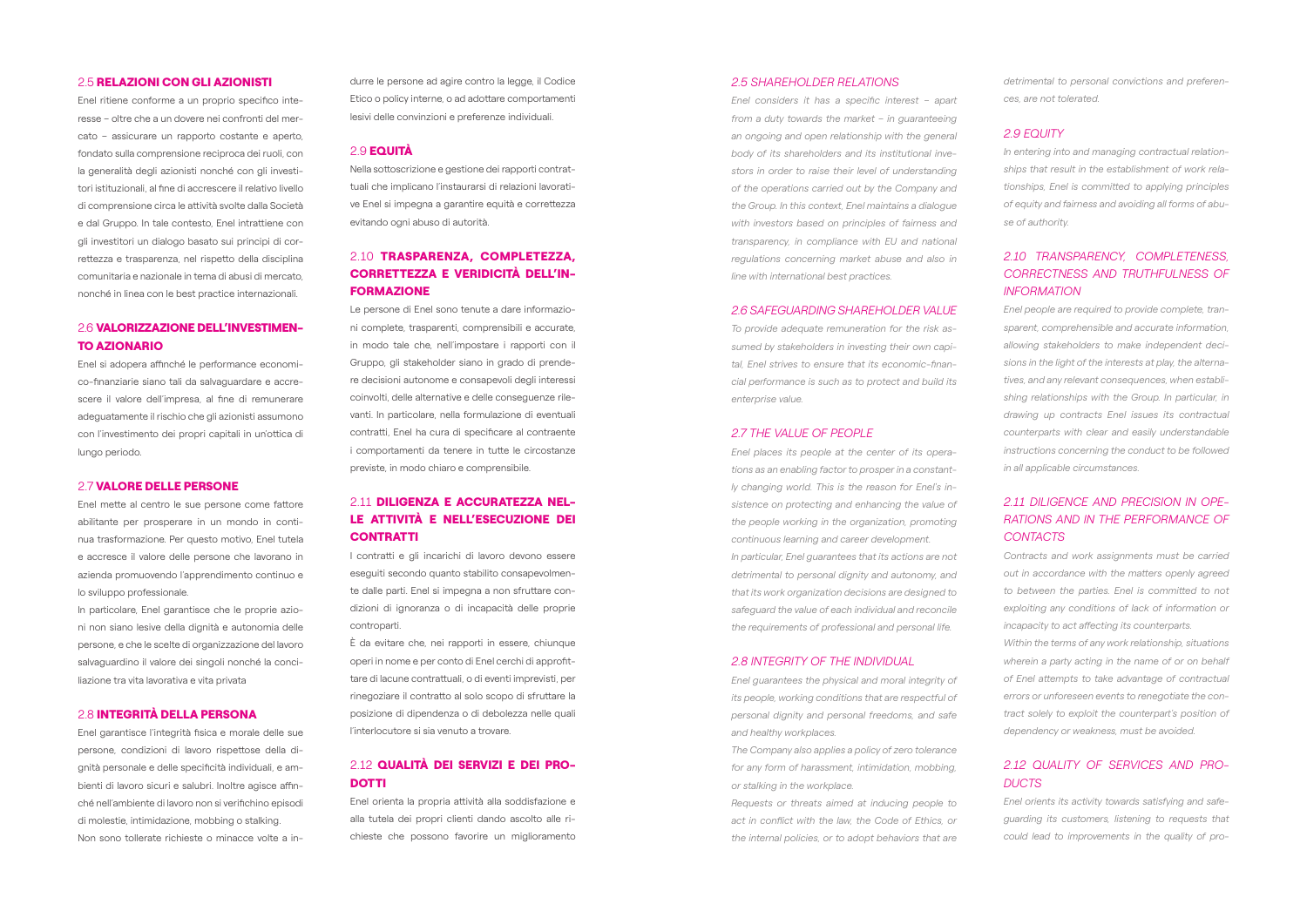### 2.5 RELAZIONI CON GLI AZIONISTI

Enel ritiene conforme a un proprio specifico interesse – oltre che a un dovere nei confronti del mercato – assicurare un rapporto costante e aperto, fondato sulla comprensione reciproca dei ruoli, con la generalità degli azionisti nonché con gli investitori istituzionali, al fine di accrescere il relativo livello di comprensione circa le attività svolte dalla Società e dal Gruppo. In tale contesto, Enel intrattiene con gli investitori un dialogo basato sui principi di correttezza e trasparenza, nel rispetto della disciplina comunitaria e nazionale in tema di abusi di mercato, nonché in linea con le best practice internazionali.

### 2.6 VALORIZZAZIONE DELL'INVESTIMENTO AZIONARIO

Enel si adopera affinché le performance economico-finanziarie siano tali da salvaguardare e accrescere il valore dell'impresa, al fine di remunerare adeguatamente il rischio che gli azionisti assumono con l'investimento dei propri capitali in un'ottica di lungo periodo.

### 2.7 VALORE DELLE PERSONE

Enel mette al centro le sue persone come fattore abilitante per prosperare in un mondo in continua trasformazione. Per questo motivo, Enel tutela e accresce il valore delle persone che lavorano in azienda promuovendo l'apprendimento continuo e lo sviluppo professionale.

In particolare, Enel garantisce che le proprie azioni non siano lesive della dignità e autonomia delle persone, e che le scelte di organizzazione del lavoro salvaguardino il valore dei singoli nonché la conciliazione tra vita lavorativa e vita privata

### 2.8 INTEGRITÀ DELLA PERSONA

Enel garantisce l'integrità fisica e morale delle sue persone, condizioni di lavoro rispettose della dignità personale e delle specificità individuali, e ambienti di lavoro sicuri e salubri. Inoltre agisce affinché nell'ambiente di lavoro non si verifichino episodi di molestie, intimidazione, mobbing o stalking.

Non sono tollerate richieste o minacce volte a indurre le persone ad agire contro la legge, il Codice Etico o policy interne, o ad adottare comportamenti lesivi delle convinzioni e preferenze individuali.

### 2.9 EQUITÀ

Nella sottoscrizione e gestione dei rapporti contrattuali che implicano l'instaurarsi di relazioni lavorative Enel si impegna a garantire equità e correttezza evitando ogni abuso di autorità.

### 2.10 TRASPARENZA, COMPLETEZZA, CORRETTEZZA E VERIDICITÀ DELL'INFORMAZIONE

Le persone di Enel sono tenute a dare informazioni complete, trasparenti, comprensibili e accurate, in modo tale che, nell'impostare i rapporti con il Gruppo, gli stakeholder siano in grado di prendere decisioni autonome e consapevoli degli interessi coinvolti, delle alternative e delle conseguenze rilevanti. In particolare, nella formulazione di eventuali contratti, Enel ha cura di specificare al contraente i comportamenti da tenere in tutte le circostanze previste, in modo chiaro e comprensibile.

### 2.11 DILIGENZA E ACCURATEZZA NELLE ATTIVITÀ E NELL'ESECUZIONE DEI CONTRATTI

I contratti e gli incarichi di lavoro devono essere eseguiti secondo quanto stabilito consapevolmente dalle parti. Enel si impegna a non sfruttare condizioni di ignoranza o di incapacità delle proprie controparti.

È da evitare che, nei rapporti in essere, chiunque operi in nome e per conto di Enel cerchi di approfittare di lacune contrattuali, o di eventi imprevisti, per rinegoziare il contratto al solo scopo di sfruttare la posizione di dipendenza o di debolezza nelle quali l'interlocutore si sia venuto a trovare.

### 2.12 QUALITÀ DEI SERVIZI E DEI PRODOTTI

Enel orienta la propria attività alla soddisfazione e alla tutela dei propri clienti dando ascolto alle richieste che possono favorire un miglioramento

### *2.5 SHAREHOLDER RELATIONS*

*Enel considers it has a specific interest – apart from a duty towards the market – in guaranteeing an ongoing and open relationship with the general body of its shareholders and its institutional investors in order to raise their level of understanding of the operations carried out by the Company and the Group. In this context, Enel maintains a dialogue with investors based on principles of fairness and transparency, in compliance with EU and national regulations concerning market abuse and also in line with international best practices.*

### *2.6 SAFEGUARDING SHAREHOLDER VALUE*

*To provide adequate remuneration for the risk assumed by stakeholders in investing their own capital, Enel strives to ensure that its economic-financial performance is such as to protect and build its enterprise value.*

### *2.7 THE VALUE OF PEOPLE*

*Enel places its people at the center of its operations as an enabling factor to prosper in a constantly changing world. This is the reason for Enel's insistence on protecting and enhancing the value of the people working in the organization, promoting continuous learning and career development.*

*In particular, Enel guarantees that its actions are not detrimental to personal dignity and autonomy, and that its work organization decisions are designed to safeguard the value of each individual and reconcile the requirements of professional and personal life.*

### *2.8 INTEGRITY OF THE INDIVIDUAL*

*Enel guarantees the physical and moral integrity of its people, working conditions that are respectful of personal dignity and personal freedoms, and safe and healthy workplaces.*

*The Company also applies a policy of zero tolerance for any form of harassment, intimidation, mobbing, or stalking in the workplace.*

*Requests or threats aimed at inducing people to act in conflict with the law, the Code of Ethics, or the internal policies, or to adopt behaviors that are detrimental to personal convictions and preferences, are not tolerated.*

### *2.9 EQUITY*

*In entering into and managing contractual relationships that result in the establishment of work relationships, Enel is committed to applying principles of equity and fairness and avoiding all forms of abuse of authority.*

### *2.10 TRANSPARENCY, COMPLETENESS, CORRECTNESS AND TRUTHFULNESS OF INFORMATION*

*Enel people are required to provide complete, transparent, comprehensible and accurate information, allowing stakeholders to make independent decisions in the light of the interests at play, the alternatives, and any relevant consequences, when establishing relationships with the Group. In particular, in drawing up contracts Enel issues its contractual counterparts with clear and easily understandable instructions concerning the conduct to be followed in all applicable circumstances.*

### *2.11 DILIGENCE AND PRECISION IN OPERATIONS AND IN THE PERFORMANCE OF CONTACTS*

*Contracts and work assignments must be carried out in accordance with the matters openly agreed to between the parties. Enel is committed to not exploiting any conditions of lack of information or incapacity to act affecting its counterparts.*

*Within the terms of any work relationship, situations wherein a party acting in the name of or on behalf of Enel attempts to take advantage of contractual errors or unforeseen events to renegotiate the contract solely to exploit the counterpart's position of dependency or weakness, must be avoided.*

### *2.12 QUALITY OF SERVICES AND PRODUCTS*

*Enel orients its activity towards satisfying and safeguarding its customers, listening to requests that could lead to improvements in the quality of pro-*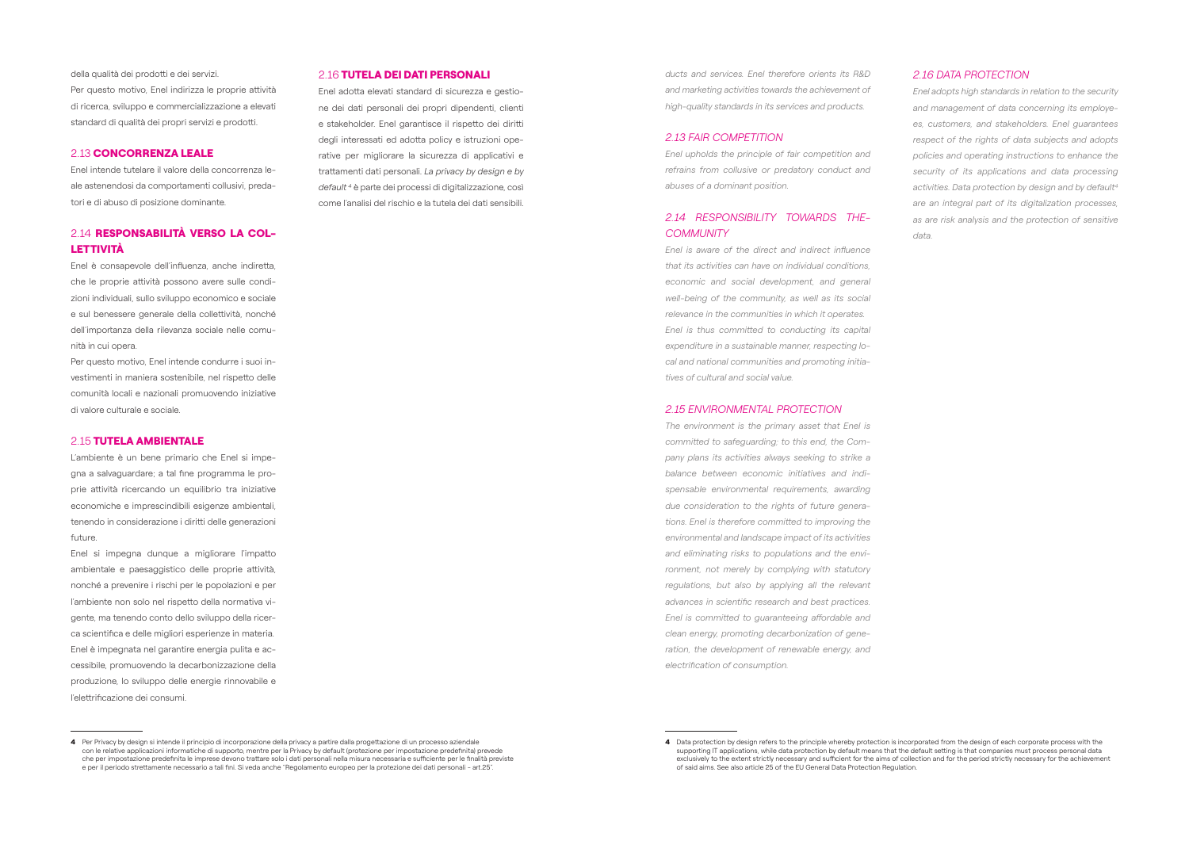della qualità dei prodotti e dei servizi.

Per questo motivo, Enel indirizza le proprie attività di ricerca, sviluppo e commercializzazione a elevati standard di qualità dei propri servizi e prodotti.

## 2.13 CONCORRENZA LEALE

Enel intende tutelare il valore della concorrenza leale astenendosi da comportamenti collusivi, predatori e di abuso di posizione dominante.

## 2.14 RESPONSABILITÀ VERSO LA COLLETTIVITÀ

Enel è consapevole dell'influenza, anche indiretta, che le proprie attività possono avere sulle condizioni individuali, sullo sviluppo economico e sociale e sul benessere generale della collettività, nonché dell'importanza della rilevanza sociale nelle comunità in cui opera.

Per questo motivo, Enel intende condurre i suoi investimenti in maniera sostenibile, nel rispetto delle comunità locali e nazionali promuovendo iniziative di valore culturale e sociale.

## 2.15 TUTELA AMBIENTALE

L'ambiente è un bene primario che Enel si impegna a salvaguardare; a tal fine programma le proprie attività ricercando un equilibrio tra iniziative economiche e imprescindibili esigenze ambientali, tenendo in considerazione i diritti delle generazioni future.

Enel si impegna dunque a migliorare l'impatto ambientale e paesaggistico delle proprie attività, nonché a prevenire i rischi per le popolazioni e per l'ambiente non solo nel rispetto della normativa vigente, ma tenendo conto dello sviluppo della ricerca scientifica e delle migliori esperienze in materia. Enel è impegnata nel garantire energia pulita e accessibile, promuovendo la decarbonizzazione della produzione, lo sviluppo delle energie rinnovabile e l'elettrificazione dei consumi.

## 2.16 TUTELA DEI DATI PERSONALI

Enel adotta elevati standard di sicurezza e gestione dei dati personali dei propri dipendenti, clienti e stakeholder. Enel garantisce il rispetto dei diritti degli interessati ed adotta policy e istruzioni operative per migliorare la sicurezza di applicativi e trattamenti dati personali. *La privacy by design e by default* [4] è parte dei processi di digitalizzazione, così come l'analisi del rischio e la tutela dei dati sensibili.

4 Per Privacy by design si intende il principio di incorporazione della privacy a partire dalla progettazione di un processo aziendale con le relative applicazioni informatiche di supporto, mentre per la Privacy by default (protezione per impostazione predefinita) prevede che per impostazione predefinita le imprese devono trattare solo i dati personali nella misura necessaria e sufficiente per le finalità previste e per il periodo strettamente necessario a tali fini. Si veda anche "Regolamento europeo per la protezione dei dati personali - art.25".

*ducts and services. Enel therefore orients its R&D and marketing activities towards the achievement of high-quality standards in its services and products.*

## *2.13 FAIR COMPETITION*

*Enel upholds the principle of fair competition and refrains from collusive or predatory conduct and abuses of a dominant position.*

## *2.14 RESPONSIBILITY TOWARDS THE COMMUNITY*

*Enel is aware of the direct and indirect influence that its activities can have on individual conditions, economic and social development, and general well-being of the community, as well as its social relevance in the communities in which it operates.*

*Enel is thus committed to conducting its capital expenditure in a sustainable manner, respecting local and national communities and promoting initiatives of cultural and social value.*

## *2.15 ENVIRONMENTAL PROTECTION*

*The environment is the primary asset that Enel is committed to safeguarding; to this end, the Company plans its activities always seeking to strike a balance between economic initiatives and indispensable environmental requirements, awarding due consideration to the rights of future generations. Enel is therefore committed to improving the environmental and landscape impact of its activities and eliminating risks to populations and the environment, not merely by complying with statutory regulations, but also by applying all the relevant advances in scientific research and best practices. Enel is committed to guaranteeing affordable and clean energy, promoting decarbonization of generation, the development of renewable energy, and electrification of consumption.*

## *2.16 DATA PROTECTION*

*Enel adopts high standards in relation to the security and management of data concerning its employees, customers, and stakeholders. Enel guarantees respect of the rights of data subjects and adopts policies and operating instructions to enhance the security of its applications and data processing activities. Data protection by design and by default*[4] *are an integral part of its digitalization processes, as are risk analysis and the protection of sensitive data.*

4 Data protection by design refers to the principle whereby protection is incorporated from the design of each corporate process with the supporting IT applications, while data protection by default means that the default setting is that companies must process personal data exclusively to the extent strictly necessary and sufficient for the aims of collection and for the period strictly necessary for the achievement of said aims. See also article 25 of the EU General Data Protection Regulation.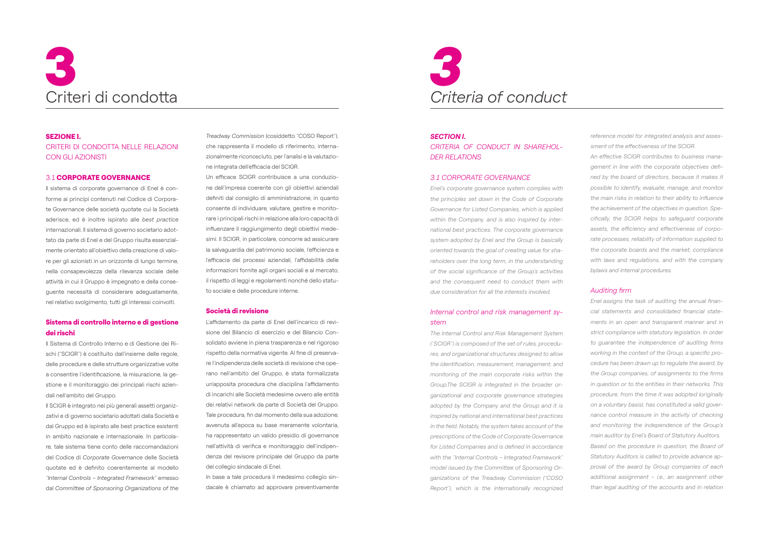# 3 Criteri di condotta

## SEZIONE I.
## CRITERI DI CONDOTTA NELLE RELAZIONI CON GLI AZIONISTI

### 3.1 CORPORATE GOVERNANCE

Il sistema di corporate governance di Enel è conforme ai princípi contenuti nel Codice di Corporate Governance delle società quotate cui la Società aderisce, ed è inoltre ispirato alle *best practice* internazionali. Il sistema di governo societario adottato da parte di Enel e del Gruppo risulta essenzialmente orientato all'obiettivo della creazione di valore per gli azionisti in un orizzonte di lungo termine, nella consapevolezza della rilevanza sociale delle attività in cui il Gruppo è impegnato e della conseguente necessità di considerare adeguatamente, nel relativo svolgimento, tutti gli interessi coinvolti.

### Sistema di controllo interno e di gestione dei rischi

Il Sistema di Controllo Interno e di Gestione dei Rischi ("SCIGR") è costituito dall'insieme delle regole, delle procedure e delle strutture organizzative volte a consentire l'identificazione, la misurazione, la gestione e il monitoraggio dei principali rischi aziendali nell'ambito del Gruppo.

Il SCIGR è integrato nei più generali assetti organizzativi e di governo societario adottati dalla Società e dal Gruppo ed è ispirato alle best practice esistenti in ambito nazionale e internazionale. In particolare, tale sistema tiene conto delle raccomandazioni del Codice di *Corporate Governance* delle Società quotate ed è definito coerentemente al modello *"Internal Controls – Integrated Framework"* emesso dal *Committee of Sponsoring Organizations of the Treadway Commission* (cosiddetto "COSO Report"), che rappresenta il modello di riferimento, internazionalmente riconosciuto, per l'analisi e la valutazione integrata dell'efficacia del SCIGR.

Un efficace SCIGR contribuisce a una conduzione dell'impresa coerente con gli obiettivi aziendali definiti dal consiglio di amministrazione, in quanto consente di individuare, valutare, gestire e monitorare i principali rischi in relazione alla loro capacità di influenzare il raggiungimento degli obiettivi medesimi. Il SCIGR, in particolare, concorre ad assicurare la salvaguardia del patrimonio sociale, l'efficienza e l'efficacia dei processi aziendali, l'affidabilità delle informazioni fornite agli organi sociali e al mercato, il rispetto di leggi e regolamenti nonché dello statuto sociale e delle procedure interne.

### Società di revisione

L'affidamento da parte di Enel dell'incarico di revisione del Bilancio di esercizio e del Bilancio Consolidato avviene in piena trasparenza e nel rigoroso rispetto della normativa vigente. Al fine di preservare l'indipendenza delle società di revisione che operano nell'ambito del Gruppo, è stata formalizzata un'apposita procedura che disciplina l'affidamento di incarichi alle Società medesime ovvero alle entità dei relativi network da parte di Società del Gruppo. Tale procedura, fin dal momento della sua adozione, avvenuta all'epoca su base meramente volontaria, ha rappresentato un valido presidio di governance nell'attività di verifica e monitoraggio dell'indipendenza del revisore principale del Gruppo da parte del collegio sindacale di Enel.

In base a tale procedura il medesimo collegio sindacale è chiamato ad approvare preventivamente

# *3 Criteria of conduct*

## *SECTION I.*
## *CRITERIA OF CONDUCT IN SHAREHOLDER RELATIONS*

### *3.1 CORPORATE GOVERNANCE*

*Enel's corporate governance system complies with the principles set down in the Code of Corporate Governance for Listed Companies, which is applied within the Company, and is also inspired by international best practices. The corporate governance system adopted by Enel and the Group is basically oriented towards the goal of creating value for shareholders over the long term, in the understanding of the social significance of the Group's activities and the consequent need to conduct them with due consideration for all the interests involved.*

### *Internal control and risk management system*

*The Internal Control and Risk Management System ("SCIGR") is composed of the set of rules, procedures, and organizational structures designed to allow the identification, measurement, management, and monitoring of the main corporate risks within the Group.The SCIGR is integrated in the broader organizational and corporate governance strategies adopted by the Company and the Group and it is inspired by national and international best practices in the field. Notably, the system takes account of the prescriptions of the Code of Corporate Governance for Listed Companies and is defined in accordance with the "Internal Controls – Integrated Framework" model issued by the Committee of Sponsoring Organizations of the Treadway Commission ("COSO Report"), which is the internationally recognized reference model for integrated analysis and assessment of the effectiveness of the SCIGR.*

*An effective SCIGR contributes to business management in line with the corporate objectives defined by the board of directors, because it makes it possible to identify, evaluate, manage, and monitor the main risks in relation to their ability to influence the achievement of the objectives in question. Specifically, the SCIGR helps to safeguard corporate assets, the efficiency and effectiveness of corporate processes, reliability of information supplied to the corporate boards and the market, compliance with laws and regulations, and with the company bylaws and internal procedures.*

### *Auditing firm*

*Enel assigns the task of auditing the annual financial statements and consolidated financial statements in an open and transparent manner and in strict compliance with statutory legislation. In order to guarantee the independence of auditing firms working in the context of the Group, a specific procedure has been drawn up to regulate the award, by the Group companies, of assignments to the firms in question or to the entities in their networks. This procedure, from the time it was adopted (originally on a voluntary basis), has constituted a valid governance control measure in the activity of checking and monitoring the independence of the Group's main auditor by Enel's Board of Statutory Auditors.*

*Based on the procedure in question, the Board of Statutory Auditors is called to provide advance approval of the award by Group companies of each additional assignment – i.e., an assignment other than legal auditing of the accounts and in relation*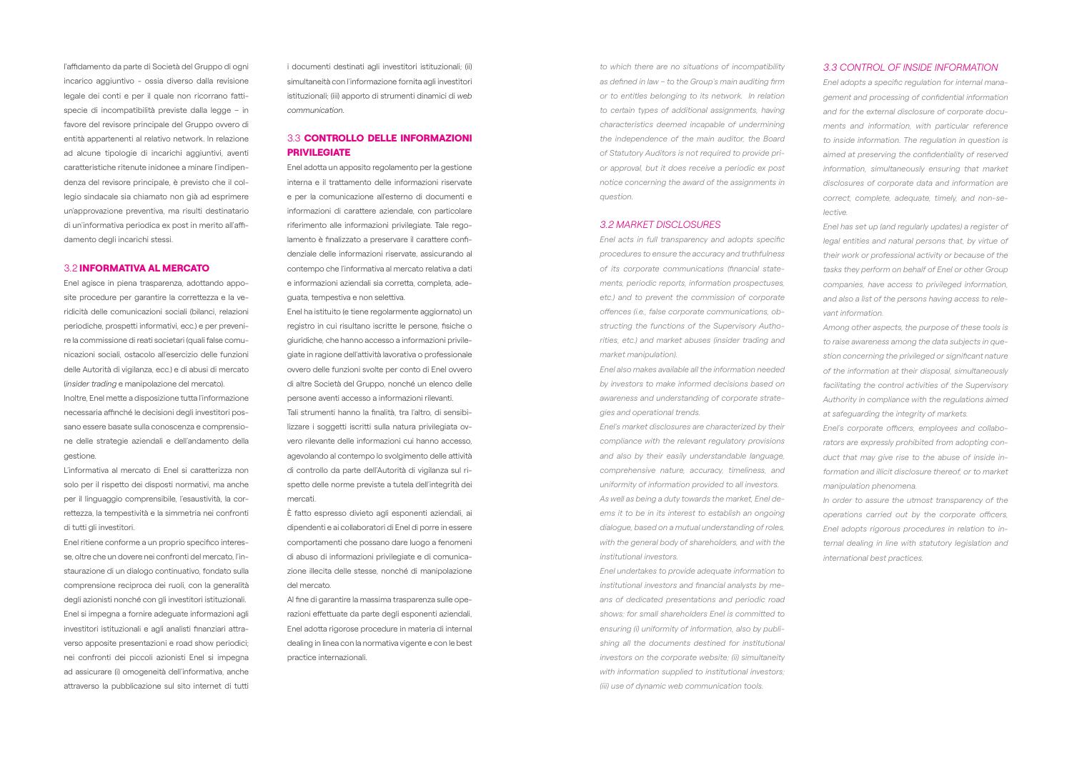l'affidamento da parte di Società del Gruppo di ogni incarico aggiuntivo - ossia diverso dalla revisione legale dei conti e per il quale non ricorrano fattispecie di incompatibilità previste dalla legge – in favore del revisore principale del Gruppo ovvero di entità appartenenti al relativo network. In relazione ad alcune tipologie di incarichi aggiuntivi, aventi caratteristiche ritenute inidonee a minare l'indipendenza del revisore principale, è previsto che il collegio sindacale sia chiamato non già ad esprimere un'approvazione preventiva, ma risulti destinatario di un'informativa periodica ex post in merito all'affidamento degli incarichi stessi.

## 3.2 INFORMATIVA AL MERCATO

Enel agisce in piena trasparenza, adottando apposite procedure per garantire la correttezza e la veridicità delle comunicazioni sociali (bilanci, relazioni periodiche, prospetti informativi, ecc.) e per prevenire la commissione di reati societari (quali false comunicazioni sociali, ostacolo all'esercizio delle funzioni delle Autorità di vigilanza, ecc.) e di abusi di mercato (*insider trading* e manipolazione del mercato).

Inoltre, Enel mette a disposizione tutta l'informazione necessaria affinché le decisioni degli investitori possano essere basate sulla conoscenza e comprensione delle strategie aziendali e dell'andamento della gestione.

L'informativa al mercato di Enel si caratterizza non solo per il rispetto dei disposti normativi, ma anche per il linguaggio comprensibile, l'esaustività, la correttezza, la tempestività e la simmetria nei confronti di tutti gli investitori.

Enel ritiene conforme a un proprio specifico interesse, oltre che un dovere nei confronti del mercato, l'instaurazione di un dialogo continuativo, fondato sulla comprensione reciproca dei ruoli, con la generalità degli azionisti nonché con gli investitori istituzionali.

Enel si impegna a fornire adeguate informazioni agli investitori istituzionali e agli analisti finanziari attraverso apposite presentazioni e road show periodici; nei confronti dei piccoli azionisti Enel si impegna ad assicurare (i) omogeneità dell'informativa, anche attraverso la pubblicazione sul sito internet di tutti i documenti destinati agli investitori istituzionali; (ii) simultaneità con l'informazione fornita agli investitori istituzionali; (iii) apporto di strumenti dinamici di *web communication*.

## 3.3 CONTROLLO DELLE INFORMAZIONI PRIVILEGIATE

Enel adotta un apposito regolamento per la gestione interna e il trattamento delle informazioni riservate e per la comunicazione all'esterno di documenti e informazioni di carattere aziendale, con particolare riferimento alle informazioni privilegiate. Tale regolamento è finalizzato a preservare il carattere confidenziale delle informazioni riservate, assicurando al contempo che l'informativa al mercato relativa a dati e informazioni aziendali sia corretta, completa, adeguata, tempestiva e non selettiva.

Enel ha istituito (e tiene regolarmente aggiornato) un registro in cui risultano iscritte le persone, fisiche o giuridiche, che hanno accesso a informazioni privilegiate in ragione dell'attività lavorativa o professionale ovvero delle funzioni svolte per conto di Enel ovvero di altre Società del Gruppo, nonché un elenco delle persone aventi accesso a informazioni rilevanti.

Tali strumenti hanno la finalità, tra l'altro, di sensibilizzare i soggetti iscritti sulla natura privilegiata ovvero rilevante delle informazioni cui hanno accesso, agevolando al contempo lo svolgimento delle attività di controllo da parte dell'Autorità di vigilanza sul rispetto delle norme previste a tutela dell'integrità dei mercati.

È fatto espresso divieto agli esponenti aziendali, ai dipendenti e ai collaboratori di Enel di porre in essere comportamenti che possano dare luogo a fenomeni di abuso di informazioni privilegiate e di comunicazione illecita delle stesse, nonché di manipolazione del mercato.

Al fine di garantire la massima trasparenza sulle operazioni effettuate da parte degli esponenti aziendali, Enel adotta rigorose procedure in materia di internal dealing in linea con la normativa vigente e con le best practice internazionali.

*to which there are no situations of incompatibility as defined in law – to the Group's main auditing firm or to entitles belonging to its network. In relation to certain types of additional assignments, having characteristics deemed incapable of undermining the independence of the main auditor, the Board of Statutory Auditors is not required to provide prior approval, but it does receive a periodic ex post notice concerning the award of the assignments in question.*

## *3.2 MARKET DISCLOSURES*

*Enel acts in full transparency and adopts specific procedures to ensure the accuracy and truthfulness of its corporate communications (financial statements, periodic reports, information prospectuses, etc.) and to prevent the commission of corporate offences (i.e., false corporate communications, obstructing the functions of the Supervisory Authorities, etc.) and market abuses (insider trading and market manipulation).*

*Enel also makes available all the information needed by investors to make informed decisions based on awareness and understanding of corporate strategies and operational trends.*

*Enel's market disclosures are characterized by their compliance with the relevant regulatory provisions and also by their easily understandable language, comprehensive nature, accuracy, timeliness, and uniformity of information provided to all investors.*

*As well as being a duty towards the market, Enel deems it to be in its interest to establish an ongoing dialogue, based on a mutual understanding of roles, with the general body of shareholders, and with the institutional investors.*

*Enel undertakes to provide adequate information to institutional investors and financial analysts by means of dedicated presentations and periodic road shows; for small shareholders Enel is committed to ensuring (i) uniformity of information, also by publishing all the documents destined for institutional investors on the corporate website; (ii) simultaneity with information supplied to institutional investors; (iii) use of dynamic web communication tools.*

## *3.3 CONTROL OF INSIDE INFORMATION*

*Enel adopts a specific regulation for internal management and processing of confidential information and for the external disclosure of corporate documents and information, with particular reference to inside information. The regulation in question is aimed at preserving the confidentiality of reserved information, simultaneously ensuring that market disclosures of corporate data and information are correct, complete, adequate, timely, and non-selective.*

*Enel has set up (and regularly updates) a register of legal entities and natural persons that, by virtue of their work or professional activity or because of the tasks they perform on behalf of Enel or other Group companies, have access to privileged information, and also a list of the persons having access to relevant information.*

*Among other aspects, the purpose of these tools is to raise awareness among the data subjects in question concerning the privileged or significant nature of the information at their disposal, simultaneously facilitating the control activities of the Supervisory Authority in compliance with the regulations aimed at safeguarding the integrity of markets.*

*Enel's corporate officers, employees and collaborators are expressly prohibited from adopting conduct that may give rise to the abuse of inside information and illicit disclosure thereof, or to market manipulation phenomena.*

*In order to assure the utmost transparency of the operations carried out by the corporate officers, Enel adopts rigorous procedures in relation to internal dealing in line with statutory legislation and international best practices.*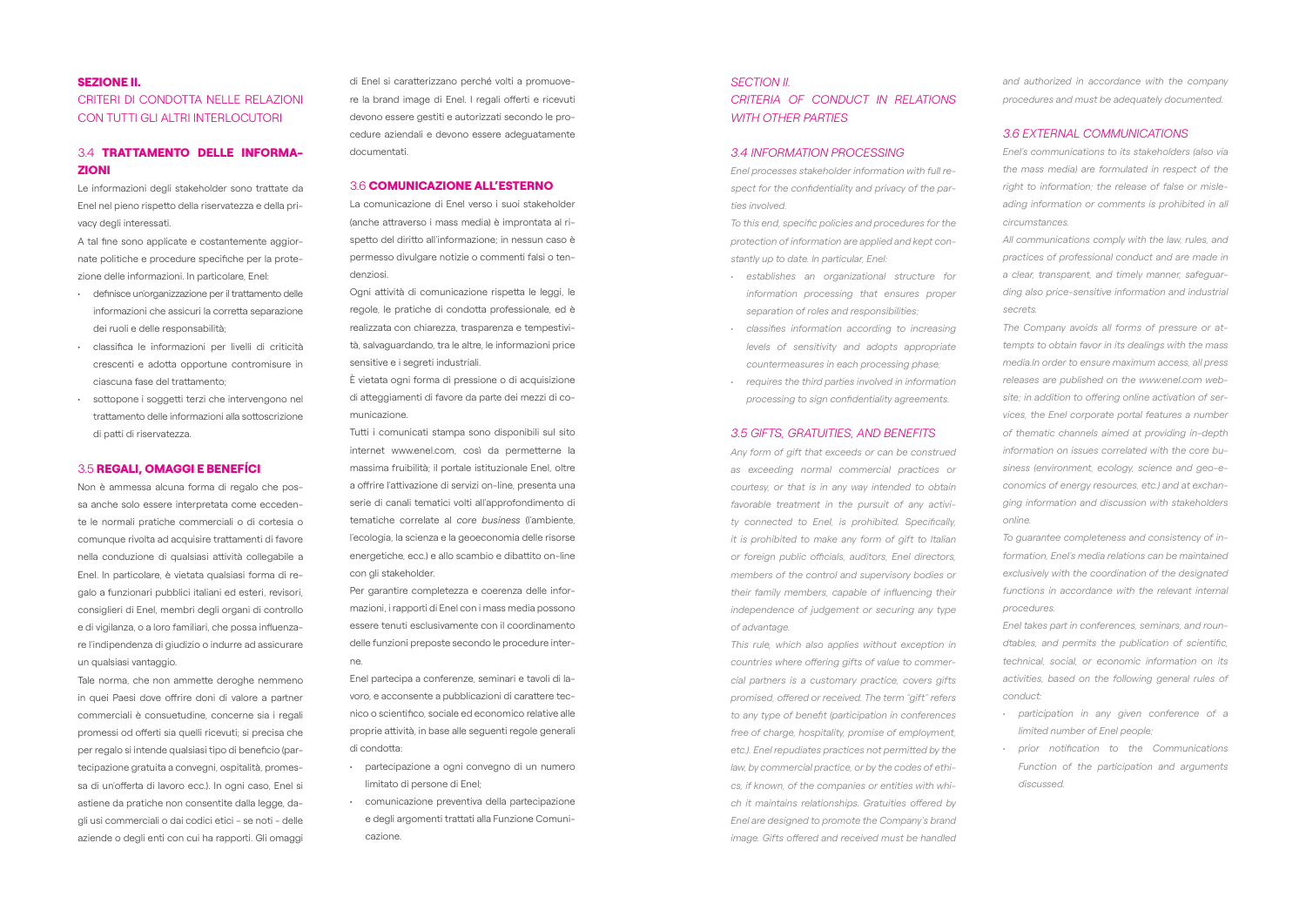## SEZIONE II.

## CRITERI DI CONDOTTA NELLE RELAZIONI CON TUTTI GLI ALTRI INTERLOCUTORI

### 3.4 TRATTAMENTO DELLE INFORMAZIONI

Le informazioni degli stakeholder sono trattate da Enel nel pieno rispetto della riservatezza e della privacy degli interessati.

A tal fine sono applicate e costantemente aggiornate politiche e procedure specifiche per la protezione delle informazioni. In particolare, Enel:

- definisce un'organizzazione per il trattamento delle informazioni che assicuri la corretta separazione dei ruoli e delle responsabilità;
- classifica le informazioni per livelli di criticità crescenti e adotta opportune contromisure in ciascuna fase del trattamento;
- sottopone i soggetti terzi che intervengono nel trattamento delle informazioni alla sottoscrizione di patti di riservatezza.

### 3.5 REGALI, OMAGGI E BENEFÍCI

Non è ammessa alcuna forma di regalo che possa anche solo essere interpretata come eccedente le normali pratiche commerciali o di cortesia o comunque rivolta ad acquisire trattamenti di favore nella conduzione di qualsiasi attività collegabile a Enel. In particolare, è vietata qualsiasi forma di regalo a funzionari pubblici italiani ed esteri, revisori, consiglieri di Enel, membri degli organi di controllo e di vigilanza, o a loro familiari, che possa influenzare l'indipendenza di giudizio o indurre ad assicurare un qualsiasi vantaggio.

Tale norma, che non ammette deroghe nemmeno in quei Paesi dove offrire doni di valore a partner commerciali è consuetudine, concerne sia i regali promessi od offerti sia quelli ricevuti; si precisa che per regalo si intende qualsiasi tipo di beneficio (partecipazione gratuita a convegni, ospitalità, promessa di un'offerta di lavoro ecc.). In ogni caso, Enel si astiene da pratiche non consentite dalla legge, dagli usi commerciali o dai codici etici - se noti - delle aziende o degli enti con cui ha rapporti. Gli omaggi di Enel si caratterizzano perché volti a promuovere la brand image di Enel. I regali offerti e ricevuti devono essere gestiti e autorizzati secondo le procedure aziendali e devono essere adeguatamente documentati.

### 3.6 COMUNICAZIONE ALL'ESTERNO

La comunicazione di Enel verso i suoi stakeholder (anche attraverso i mass media) è improntata al rispetto del diritto all'informazione; in nessun caso è permesso divulgare notizie o commenti falsi o tendenziosi.

Ogni attività di comunicazione rispetta le leggi, le regole, le pratiche di condotta professionale, ed è realizzata con chiarezza, trasparenza e tempestività, salvaguardando, tra le altre, le informazioni price sensitive e i segreti industriali.

È vietata ogni forma di pressione o di acquisizione di atteggiamenti di favore da parte dei mezzi di comunicazione.

Tutti i comunicati stampa sono disponibili sul sito internet www.enel.com, così da permetterne la massima fruibilità; il portale istituzionale Enel, oltre a offrire l'attivazione di servizi on-line, presenta una serie di canali tematici volti all'approfondimento di tematiche correlate al *core business* (l'ambiente, l'ecologia, la scienza e la geoeconomia delle risorse energetiche, ecc.) e allo scambio e dibattito on-line con gli stakeholder.

Per garantire completezza e coerenza delle informazioni, i rapporti di Enel con i mass media possono essere tenuti esclusivamente con il coordinamento delle funzioni preposte secondo le procedure interne.

Enel partecipa a conferenze, seminari e tavoli di lavoro, e acconsente a pubblicazioni di carattere tecnico o scientifico, sociale ed economico relative alle proprie attività, in base alle seguenti regole generali di condotta:

- partecipazione a ogni convegno di un numero limitato di persone di Enel;
- comunicazione preventiva della partecipazione e degli argomenti trattati alla Funzione Comunicazione.

## *SECTION II.*

## *CRITERIA OF CONDUCT IN RELATIONS WITH OTHER PARTIES*

### *3.4 INFORMATION PROCESSING*

*Enel processes stakeholder information with full respect for the confidentiality and privacy of the parties involved.*

*To this end, specific policies and procedures for the protection of information are applied and kept constantly up to date. In particular, Enel:*

- *establishes an organizational structure for information processing that ensures proper separation of roles and responsibilities;*
- *classifies information according to increasing levels of sensitivity and adopts appropriate countermeasures in each processing phase;*
- *requires the third parties involved in information processing to sign confidentiality agreements.*

### *3.5 GIFTS, GRATUITIES, AND BENEFITS*

*Any form of gift that exceeds or can be construed as exceeding normal commercial practices or courtesy, or that is in any way intended to obtain favorable treatment in the pursuit of any activity connected to Enel, is prohibited. Specifically, it is prohibited to make any form of gift to Italian or foreign public officials, auditors, Enel directors, members of the control and supervisory bodies or their family members, capable of influencing their independence of judgement or securing any type of advantage.*

*This rule, which also applies without exception in countries where offering gifts of value to commercial partners is a customary practice, covers gifts promised, offered or received. The term "gift" refers to any type of benefit (participation in conferences free of charge, hospitality, promise of employment, etc.). Enel repudiates practices not permitted by the law, by commercial practice, or by the codes of ethics, if known, of the companies or entities with which it maintains relationships. Gratuities offered by Enel are designed to promote the Company's brand image. Gifts offered and received must be handled and authorized in accordance with the company procedures and must be adequately documented.*

### *3.6 EXTERNAL COMMUNICATIONS*

*Enel's communications to its stakeholders (also via the mass media) are formulated in respect of the right to information; the release of false or misleading information or comments is prohibited in all circumstances.*

*All communications comply with the law, rules, and practices of professional conduct and are made in a clear, transparent, and timely manner, safeguarding also price-sensitive information and industrial secrets.*

*The Company avoids all forms of pressure or attempts to obtain favor in its dealings with the mass media.In order to ensure maximum access, all press releases are published on the www.enel.com website; in addition to offering online activation of services, the Enel corporate portal features a number of thematic channels aimed at providing in-depth information on issues correlated with the core business (environment, ecology, science and geo-economics of energy resources, etc.) and at exchanging information and discussion with stakeholders online.*

*To guarantee completeness and consistency of information, Enel's media relations can be maintained exclusively with the coordination of the designated functions in accordance with the relevant internal procedures.*

*Enel takes part in conferences, seminars, and roundtables, and permits the publication of scientific, technical, social, or economic information on its activities, based on the following general rules of conduct:*

- *participation in any given conference of a limited number of Enel people;*
- *prior notification to the Communications Function of the participation and arguments discussed.*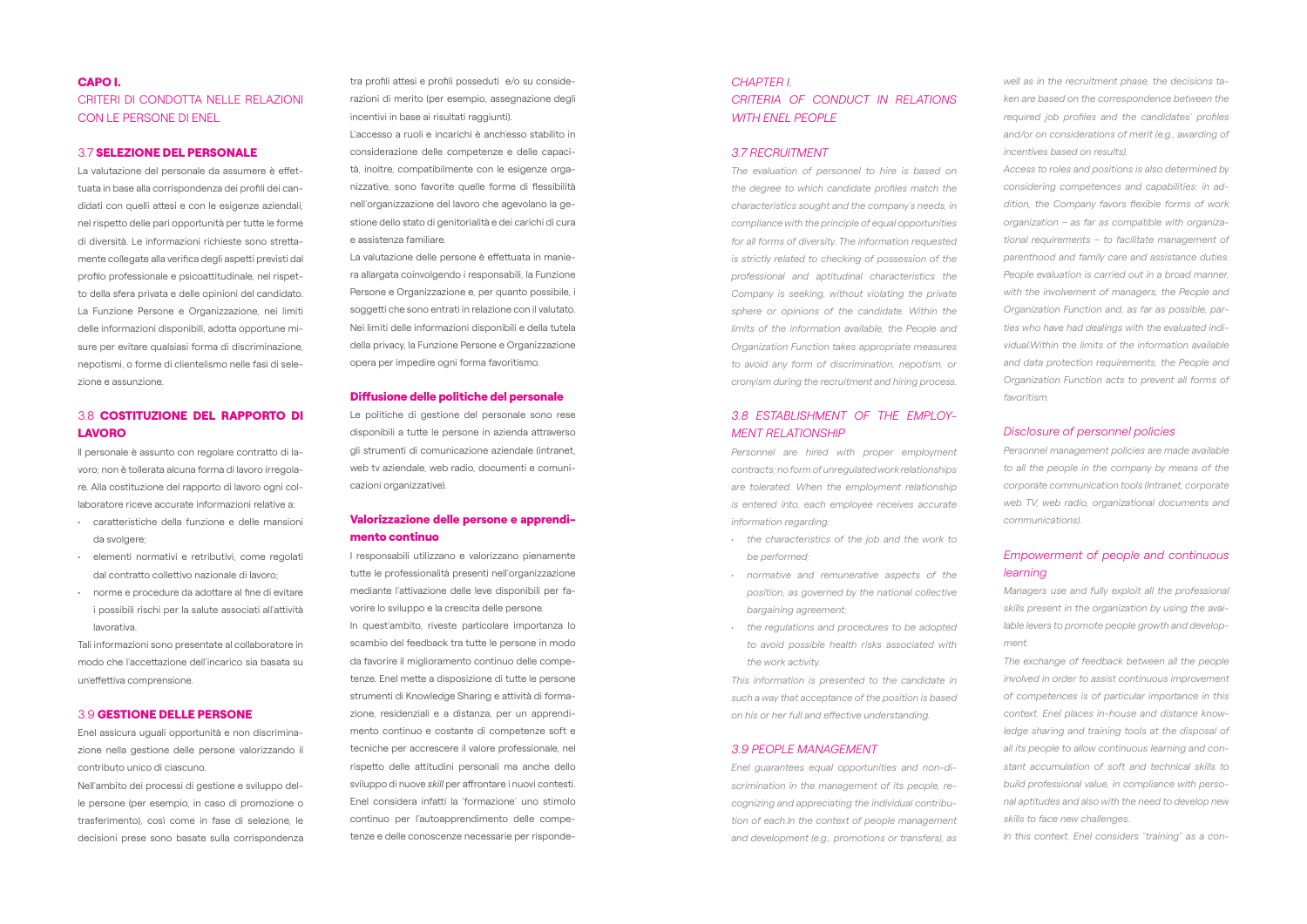## CAPO I.

CRITERI DI CONDOTTA NELLE RELAZIONI CON LE PERSONE DI ENEL

### 3.7 **SELEZIONE DEL PERSONALE**

La valutazione del personale da assumere è effettuata in base alla corrispondenza dei profili dei candidati con quelli attesi e con le esigenze aziendali, nel rispetto delle pari opportunità per tutte le forme di diversità. Le informazioni richieste sono strettamente collegate alla verifica degli aspetti previsti dal profilo professionale e psicoattitudinale, nel rispetto della sfera privata e delle opinioni del candidato. La Funzione Persone e Organizzazione, nei limiti delle informazioni disponibili, adotta opportune misure per evitare qualsiasi forma di discriminazione, nepotismi, o forme di clientelismo nelle fasi di selezione e assunzione.

### 3.8 **COSTITUZIONE DEL RAPPORTO DI LAVORO**

Il personale è assunto con regolare contratto di lavoro; non è tollerata alcuna forma di lavoro irregolare. Alla costituzione del rapporto di lavoro ogni collaboratore riceve accurate informazioni relative a:

- caratteristiche della funzione e delle mansioni da svolgere;
- elementi normativi e retributivi, come regolati dal contratto collettivo nazionale di lavoro;
- norme e procedure da adottare al fine di evitare i possibili rischi per la salute associati all'attività lavorativa.

Tali informazioni sono presentate al collaboratore in modo che l'accettazione dell'incarico sia basata su un'effettiva comprensione.

### 3.9 **GESTIONE DELLE PERSONE**

Enel assicura uguali opportunità e non discriminazione nella gestione delle persone valorizzando il contributo unico di ciascuno.

Nell'ambito dei processi di gestione e sviluppo delle persone (per esempio, in caso di promozione o trasferimento), così come in fase di selezione, le decisioni prese sono basate sulla corrispondenza tra profili attesi e profili posseduti e/o su considerazioni di merito (per esempio, assegnazione degli incentivi in base ai risultati raggiunti).

L'accesso a ruoli e incarichi è anch'esso stabilito in considerazione delle competenze e delle capacità; inoltre, compatibilmente con le esigenze organizzative, sono favorite quelle forme di flessibilità nell'organizzazione del lavoro che agevolano la gestione dello stato di genitorialità e dei carichi di cura e assistenza familiare.

La valutazione delle persone è effettuata in maniera allargata coinvolgendo i responsabili, la Funzione Persone e Organizzazione e, per quanto possibile, i soggetti che sono entrati in relazione con il valutato. Nei limiti delle informazioni disponibili e della tutela della privacy, la Funzione Persone e Organizzazione opera per impedire ogni forma favoritismo.

#### **Diffusione delle politiche del personale**

Le politiche di gestione del personale sono rese disponibili a tutte le persone in azienda attraverso gli strumenti di comunicazione aziendale (intranet, web tv aziendale, web radio, documenti e comunicazioni organizzative).

#### **Valorizzazione delle persone e apprendimento continuo**

I responsabili utilizzano e valorizzano pienamente tutte le professionalità presenti nell'organizzazione mediante l'attivazione delle leve disponibili per favorire lo sviluppo e la crescita delle persone.

In quest'ambito, riveste particolare importanza lo scambio del feedback tra tutte le persone in modo da favorire il miglioramento continuo delle competenze. Enel mette a disposizione di tutte le persone strumenti di Knowledge Sharing e attività di formazione, residenziali e a distanza, per un apprendimento continuo e costante di competenze soft e tecniche per accrescere il valore professionale, nel rispetto delle attitudini personali ma anche dello sviluppo di nuove *skill* per affrontare i nuovi contesti. Enel considera infatti la 'formazione' uno stimolo continuo per l'autoapprendimento delle competenze e delle conoscenze necessarie per risponde-

## *CHAPTER I.*

*CRITERIA OF CONDUCT IN RELATIONS WITH ENEL PEOPLE*

### *3.7 RECRUITMENT*

*The evaluation of personnel to hire is based on the degree to which candidate profiles match the characteristics sought and the company's needs, in compliance with the principle of equal opportunities for all forms of diversity. The information requested is strictly related to checking of possession of the professional and aptitudinal characteristics the Company is seeking, without violating the private sphere or opinions of the candidate. Within the limits of the information available, the People and Organization Function takes appropriate measures to avoid any form of discrimination, nepotism, or cronyism during the recruitment and hiring process.*

### *3.8 ESTABLISHMENT OF THE EMPLOYMENT RELATIONSHIP*

*Personnel are hired with proper employment contracts; no form of unregulated work relationships are tolerated. When the employment relationship is entered into, each employee receives accurate information regarding:*

- *the characteristics of the job and the work to be performed;*
- *normative and remunerative aspects of the position, as governed by the national collective bargaining agreement;*
- *the regulations and procedures to be adopted to avoid possible health risks associated with the work activity.*

*This information is presented to the candidate in such a way that acceptance of the position is based on his or her full and effective understanding.*

### *3.9 PEOPLE MANAGEMENT*

*Enel guarantees equal opportunities and non-discrimination in the management of its people, recognizing and appreciating the individual contribution of each.In the context of people management and development (e.g., promotions or transfers), as well as in the recruitment phase, the decisions taken are based on the correspondence between the required job profiles and the candidates' profiles and/or on considerations of merit (e.g., awarding of incentives based on results).*

*Access to roles and positions is also determined by considering competences and capabilities; in addition, the Company favors flexible forms of work organization – as far as compatible with organizational requirements – to facilitate management of parenthood and family care and assistance duties. People evaluation is carried out in a broad manner, with the involvement of managers, the People and Organization Function and, as far as possible, parties who have had dealings with the evaluated individual.Within the limits of the information available and data protection requirements, the People and Organization Function acts to prevent all forms of favoritism.*

#### *Disclosure of personnel policies*

*Personnel management policies are made available to all the people in the company by means of the corporate communication tools (Intranet, corporate web TV, web radio, organizational documents and communications).*

#### *Empowerment of people and continuous learning*

*Managers use and fully exploit all the professional skills present in the organization by using the available levers to promote people growth and development.*

*The exchange of feedback between all the people involved in order to assist continuous improvement of competences is of particular importance in this context. Enel places in-house and distance knowledge sharing and training tools at the disposal of all its people to allow continuous learning and constant accumulation of soft and technical skills to build professional value, in compliance with personal aptitudes and also with the need to develop new skills to face new challenges.*

*In this context, Enel considers "training" as a con-*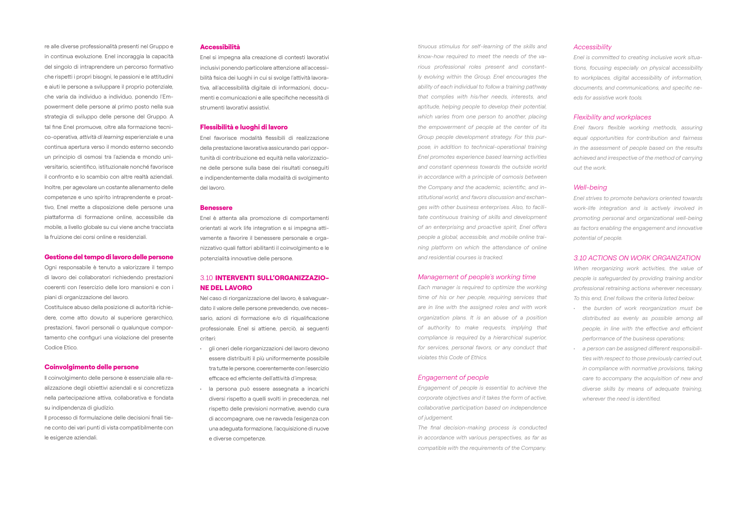re alle diverse professionalità presenti nel Gruppo e in continua evoluzione. Enel incoraggia la capacità del singolo di intraprendere un percorso formativo che rispetti i propri bisogni, le passioni e le attitudini e aiuti le persone a sviluppare il proprio potenziale, che varia da individuo a individuo, ponendo l'Empowerment delle persone al primo posto nella sua strategia di sviluppo delle persone del Gruppo. A tal fine Enel promuove, oltre alla formazione tecnico-operativa, *attività di learning* esperienziale e una continua apertura verso il mondo esterno secondo un principio di osmosi tra l'azienda e mondo universitario, scientifico, istituzionale nonché favorisce il confronto e lo scambio con altre realtà aziendali. Inoltre, per agevolare un costante allenamento delle competenze e uno spirito intraprendente e proattivo, Enel mette a disposizione delle persone una piattaforma di formazione online, accessibile da mobile, a livello globale su cui viene anche tracciata la fruizione dei corsi online e residenziali.

### Gestione del tempo di lavoro delle persone

Ogni responsabile è tenuto a valorizzare il tempo di lavoro dei collaboratori richiedendo prestazioni coerenti con l'esercizio delle loro mansioni e con i piani di organizzazione del lavoro.

Costituisce abuso della posizione di autorità richiedere, come atto dovuto al superiore gerarchico, prestazioni, favori personali o qualunque comportamento che configuri una violazione del presente Codice Etico.

### Coinvolgimento delle persone

Il coinvolgimento delle persone è essenziale alla realizzazione degli obiettivi aziendali e si concretizza nella partecipazione attiva, collaborativa e fondata su indipendenza di giudizio.

Il processo di formulazione delle decisioni finali tiene conto dei vari punti di vista compatibilmente con le esigenze aziendali.

### Accessibilità

Enel si impegna alla creazione di contesti lavorativi inclusivi ponendo particolare attenzione all'accessibilità fisica dei luoghi in cui si svolge l'attività lavorativa, all'accessibilità digitale di informazioni, documenti e comunicazioni e alle specifiche necessità di strumenti lavorativi assistivi.

### Flessibilità e luoghi di lavoro

Enel favorisce modalità flessibili di realizzazione della prestazione lavorativa assicurando pari opportunità di contribuzione ed equità nella valorizzazione delle persone sulla base dei risultati conseguiti e indipendentemente dalla modalità di svolgimento del lavoro.

### Benessere

Enel è attenta alla promozione di comportamenti orientati al work life integration e si impegna attivamente a favorire il benessere personale e organizzativo quali fattori abilitanti il coinvolgimento e le potenzialità innovative delle persone.

## 3.10 INTERVENTI SULL'ORGANIZZAZIONE DEL LAVORO

Nel caso di riorganizzazione del lavoro, è salvaguardato il valore delle persone prevedendo, ove necessario, azioni di formazione e/o di riqualificazione professionale. Enel si attiene, perciò, ai seguenti criteri:

- gli oneri delle riorganizzazioni del lavoro devono essere distribuiti il più uniformemente possibile tra tutte le persone, coerentemente con l'esercizio efficace ed efficiente dell'attività d'impresa;
- la persona può essere assegnata a incarichi diversi rispetto a quelli svolti in precedenza, nel rispetto delle previsioni normative, avendo cura di accompagnare, ove ne ravveda l'esigenza con una adeguata formazione, l'acquisizione di nuove e diverse competenze.

*tinuous stimulus for self-learning of the skills and know-how required to meet the needs of the various professional roles present and constantly evolving within the Group. Enel encourages the ability of each individual to follow a training pathway that complies with his/her needs, interests, and aptitude, helping people to develop their potential, which varies from one person to another, placing the empowerment of people at the center of its Group people development strategy. For this purpose, in addition to technical-operational training Enel promotes experience based learning activities and constant openness towards the outside world in accordance with a principle of osmosis between the Company and the academic, scientific, and institutional world, and favors discussion and exchanges with other business enterprises. Also, to facilitate continuous training of skills and development of an enterprising and proactive spirit, Enel offers people a global, accessible, and mobile online training platform on which the attendance of online and residential courses is tracked.*

### *Management of people's working time*

*Each manager is required to optimize the working time of his or her people, requiring services that are in line with the assigned roles and with work organization plans. It is an abuse of a position of authority to make requests, implying that compliance is required by a hierarchical superior, for services, personal favors, or any conduct that violates this Code of Ethics.*

### *Engagement of people*

*Engagement of people is essential to achieve the corporate objectives and it takes the form of active, collaborative participation based on independence of judgement.*

*The final decision-making process is conducted in accordance with various perspectives, as far as compatible with the requirements of the Company.*

### *Accessibility*

*Enel is committed to creating inclusive work situations, focusing especially on physical accessibility to workplaces, digital accessibility of information, documents, and communications, and specific needs for assistive work tools.*

### *Flexibility and workplaces*

*Enel favors flexible working methods, assuring equal opportunities for contribution and fairness in the assessment of people based on the results achieved and irrespective of the method of carrying out the work.*

### *Well-being*

*Enel strives to promote behaviors oriented towards work-life integration and is actively involved in promoting personal and organizational well-being as factors enabling the engagement and innovative potential of people.*

## *3.10 ACTIONS ON WORK ORGANIZATION*

*When reorganizing work activities, the value of people is safeguarded by providing training and/or professional retraining actions wherever necessary. To this end, Enel follows the criteria listed below:*

- *the burden of work reorganization must be distributed as evenly as possible among all people, in line with the effective and efficient performance of the business operations;*
- *a person can be assigned different responsibilities with respect to those previously carried out, in compliance with normative provisions, taking care to accompany the acquisition of new and diverse skills by means of adequate training, wherever the need is identified.*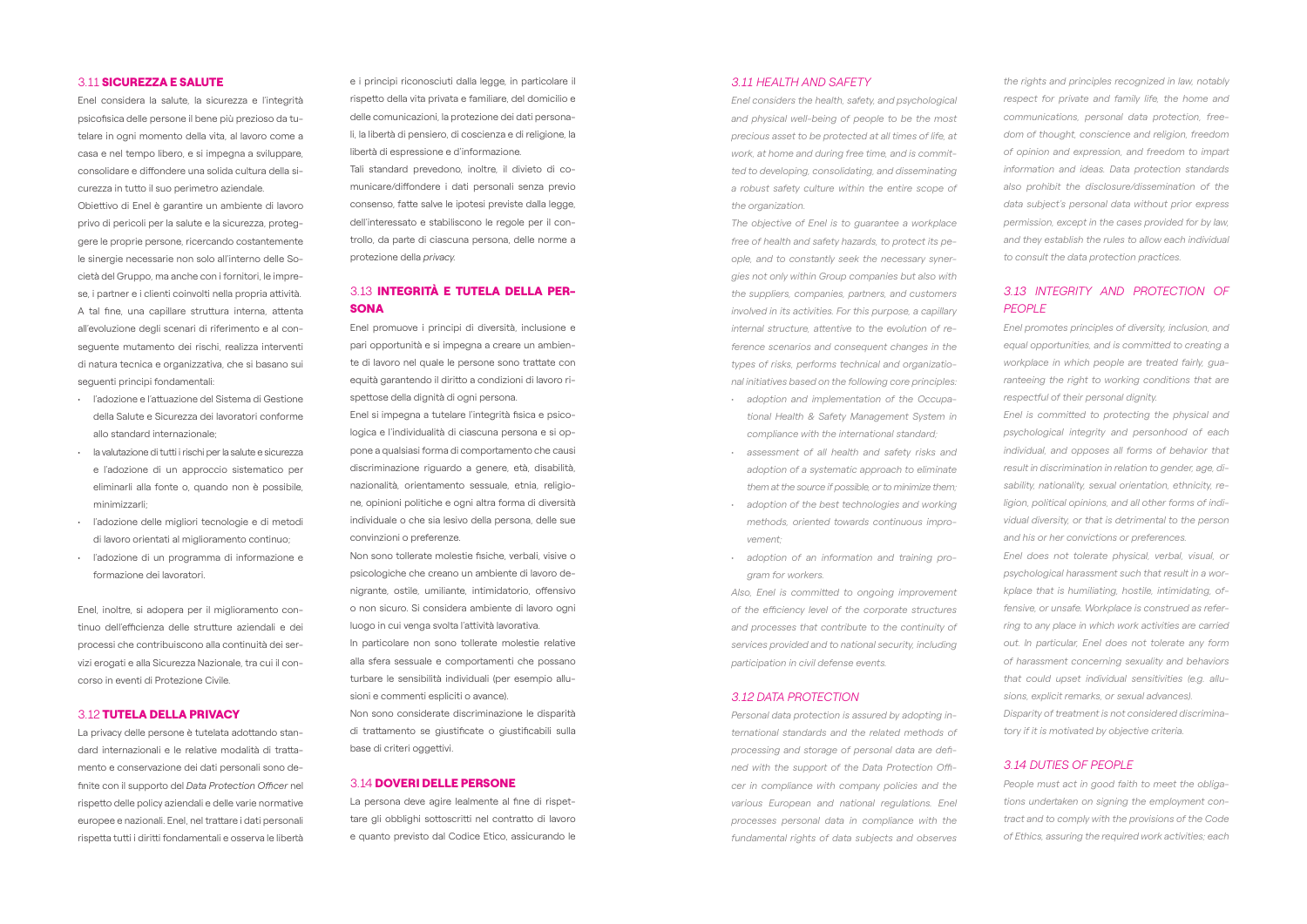### 3.11 SICUREZZA E SALUTE

Enel considera la salute, la sicurezza e l'integrità psicofisica delle persone il bene più prezioso da tutelare in ogni momento della vita, al lavoro come a casa e nel tempo libero, e si impegna a sviluppare, consolidare e diffondere una solida cultura della sicurezza in tutto il suo perimetro aziendale.

Obiettivo di Enel è garantire un ambiente di lavoro privo di pericoli per la salute e la sicurezza, proteggere le proprie persone, ricercando costantemente le sinergie necessarie non solo all'interno delle Società del Gruppo, ma anche con i fornitori, le imprese, i partner e i clienti coinvolti nella propria attività.

A tal fine, una capillare struttura interna, attenta all'evoluzione degli scenari di riferimento e al conseguente mutamento dei rischi, realizza interventi di natura tecnica e organizzativa, che si basano sui seguenti principi fondamentali:

- l'adozione e l'attuazione del Sistema di Gestione della Salute e Sicurezza dei lavoratori conforme allo standard internazionale;
- la valutazione di tutti i rischi per la salute e sicurezza e l'adozione di un approccio sistematico per eliminarli alla fonte o, quando non è possibile, minimizzarli;
- l'adozione delle migliori tecnologie e di metodi di lavoro orientati al miglioramento continuo;
- l'adozione di un programma di informazione e formazione dei lavoratori.

Enel, inoltre, si adopera per il miglioramento continuo dell'efficienza delle strutture aziendali e dei processi che contribuiscono alla continuità dei servizi erogati e alla Sicurezza Nazionale, tra cui il concorso in eventi di Protezione Civile.

### 3.12 TUTELA DELLA PRIVACY

La privacy delle persone è tutelata adottando standard internazionali e le relative modalità di trattamento e conservazione dei dati personali sono definite con il supporto del *Data Protection Officer* nel rispetto delle policy aziendali e delle varie normative europee e nazionali. Enel, nel trattare i dati personali rispetta tutti i diritti fondamentali e osserva le libertà e i principi riconosciuti dalla legge, in particolare il rispetto della vita privata e familiare, del domicilio e delle comunicazioni, la protezione dei dati personali, la libertà di pensiero, di coscienza e di religione, la libertà di espressione e d'informazione.

Tali standard prevedono, inoltre, il divieto di comunicare/diffondere i dati personali senza previo consenso, fatte salve le ipotesi previste dalla legge, dell'interessato e stabiliscono le regole per il controllo, da parte di ciascuna persona, delle norme a protezione della *privacy*.

### 3.13 INTEGRITÀ E TUTELA DELLA PERSONA

Enel promuove i principi di diversità, inclusione e pari opportunità e si impegna a creare un ambiente di lavoro nel quale le persone sono trattate con equità garantendo il diritto a condizioni di lavoro rispettose della dignità di ogni persona.

Enel si impegna a tutelare l'integrità fisica e psicologica e l'individualità di ciascuna persona e si oppone a qualsiasi forma di comportamento che causi discriminazione riguardo a genere, età, disabilità, nazionalità, orientamento sessuale, etnia, religione, opinioni politiche e ogni altra forma di diversità individuale o che sia lesivo della persona, delle sue convinzioni o preferenze.

Non sono tollerate molestie fisiche, verbali, visive o psicologiche che creano un ambiente di lavoro denigrante, ostile, umiliante, intimidatorio, offensivo o non sicuro. Si considera ambiente di lavoro ogni luogo in cui venga svolta l'attività lavorativa.

In particolare non sono tollerate molestie relative alla sfera sessuale e comportamenti che possano turbare le sensibilità individuali (per esempio allusioni e commenti espliciti o avance).

Non sono considerate discriminazione le disparità di trattamento se giustificate o giustificabili sulla base di criteri oggettivi.

### 3.14 DOVERI DELLE PERSONE

La persona deve agire lealmente al fine di rispettare gli obblighi sottoscritti nel contratto di lavoro e quanto previsto dal Codice Etico, assicurando le

### *3.11 HEALTH AND SAFETY*

*Enel considers the health, safety, and psychological and physical well-being of people to be the most precious asset to be protected at all times of life, at work, at home and during free time, and is committed to developing, consolidating, and disseminating a robust safety culture within the entire scope of the organization.*

*The objective of Enel is to guarantee a workplace free of health and safety hazards, to protect its people, and to constantly seek the necessary synergies not only within Group companies but also with the suppliers, companies, partners, and customers involved in its activities. For this purpose, a capillary internal structure, attentive to the evolution of reference scenarios and consequent changes in the types of risks, performs technical and organizational initiatives based on the following core principles:*

- *adoption and implementation of the Occupational Health & Safety Management System in compliance with the international standard;*
- *assessment of all health and safety risks and adoption of a systematic approach to eliminate them at the source if possible, or to minimize them;*
- *adoption of the best technologies and working methods, oriented towards continuous improvement;*
- *adoption of an information and training program for workers.*

*Also, Enel is committed to ongoing improvement of the efficiency level of the corporate structures and processes that contribute to the continuity of services provided and to national security, including participation in civil defense events.*

### *3.12 DATA PROTECTION*

*Personal data protection is assured by adopting international standards and the related methods of processing and storage of personal data are defined with the support of the Data Protection Officer in compliance with company policies and the various European and national regulations. Enel processes personal data in compliance with the fundamental rights of data subjects and observes the rights and principles recognized in law, notably respect for private and family life, the home and communications, personal data protection, freedom of thought, conscience and religion, freedom of opinion and expression, and freedom to impart information and ideas. Data protection standards also prohibit the disclosure/dissemination of the data subject's personal data without prior express permission, except in the cases provided for by law, and they establish the rules to allow each individual to consult the data protection practices.*

### *3.13 INTEGRITY AND PROTECTION OF PEOPLE*

*Enel promotes principles of diversity, inclusion, and equal opportunities, and is committed to creating a workplace in which people are treated fairly, guaranteeing the right to working conditions that are respectful of their personal dignity.*

*Enel is committed to protecting the physical and psychological integrity and personhood of each individual, and opposes all forms of behavior that result in discrimination in relation to gender, age, disability, nationality, sexual orientation, ethnicity, religion, political opinions, and all other forms of individual diversity, or that is detrimental to the person and his or her convictions or preferences.*

*Enel does not tolerate physical, verbal, visual, or psychological harassment such that result in a workplace that is humiliating, hostile, intimidating, offensive, or unsafe. Workplace is construed as referring to any place in which work activities are carried out. In particular, Enel does not tolerate any form of harassment concerning sexuality and behaviors that could upset individual sensitivities (e.g. allusions, explicit remarks, or sexual advances).*

*Disparity of treatment is not considered discriminatory if it is motivated by objective criteria.*

### *3.14 DUTIES OF PEOPLE*

*People must act in good faith to meet the obligations undertaken on signing the employment contract and to comply with the provisions of the Code of Ethics, assuring the required work activities; each*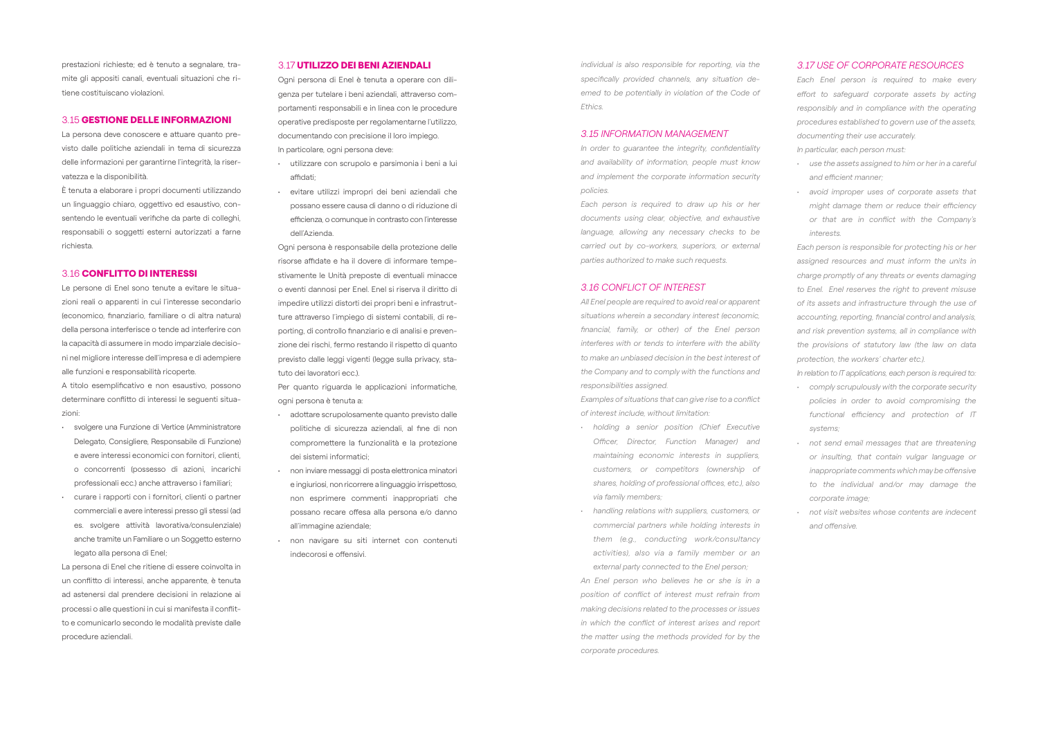prestazioni richieste; ed è tenuto a segnalare, tramite gli appositi canali, eventuali situazioni che ritiene costituiscano violazioni.

### 3.15 GESTIONE DELLE INFORMAZIONI

La persona deve conoscere e attuare quanto previsto dalle politiche aziendali in tema di sicurezza delle informazioni per garantirne l'integrità, la riservatezza e la disponibilità.

È tenuta a elaborare i propri documenti utilizzando un linguaggio chiaro, oggettivo ed esaustivo, consentendo le eventuali verifiche da parte di colleghi, responsabili o soggetti esterni autorizzati a farne richiesta.

### 3.16 CONFLITTO DI INTERESSI

Le persone di Enel sono tenute a evitare le situazioni reali o apparenti in cui l'interesse secondario (economico, finanziario, familiare o di altra natura) della persona interferisce o tende ad interferire con la capacità di assumere in modo imparziale decisioni nel migliore interesse dell'impresa e di adempiere alle funzioni e responsabilità ricoperte.

A titolo esemplificativo e non esaustivo, possono determinare conflitto di interessi le seguenti situazioni:

- svolgere una Funzione di Vertice (Amministratore Delegato, Consigliere, Responsabile di Funzione) e avere interessi economici con fornitori, clienti, o concorrenti (possesso di azioni, incarichi professionali ecc.) anche attraverso i familiari;
- curare i rapporti con i fornitori, clienti o partner commerciali e avere interessi presso gli stessi (ad es. svolgere attività lavorativa/consulenziale) anche tramite un Familiare o un Soggetto esterno legato alla persona di Enel;

La persona di Enel che ritiene di essere coinvolta in un conflitto di interessi, anche apparente, è tenuta ad astenersi dal prendere decisioni in relazione ai processi o alle questioni in cui si manifesta il conflitto e comunicarlo secondo le modalità previste dalle procedure aziendali.

### 3.17 UTILIZZO DEI BENI AZIENDALI

Ogni persona di Enel è tenuta a operare con diligenza per tutelare i beni aziendali, attraverso comportamenti responsabili e in linea con le procedure operative predisposte per regolamentarne l'utilizzo, documentando con precisione il loro impiego.

In particolare, ogni persona deve:

- utilizzare con scrupolo e parsimonia i beni a lui affidati;
- evitare utilizzi impropri dei beni aziendali che possano essere causa di danno o di riduzione di efficienza, o comunque in contrasto con l'interesse dell'Azienda.

Ogni persona è responsabile della protezione delle risorse affidate e ha il dovere di informare tempestivamente le Unità preposte di eventuali minacce o eventi dannosi per Enel. Enel si riserva il diritto di impedire utilizzi distorti dei propri beni e infrastrutture attraverso l'impiego di sistemi contabili, di reporting, di controllo finanziario e di analisi e prevenzione dei rischi, fermo restando il rispetto di quanto previsto dalle leggi vigenti (legge sulla privacy, statuto dei lavoratori ecc.).

Per quanto riguarda le applicazioni informatiche, ogni persona è tenuta a:

- adottare scrupolosamente quanto previsto dalle politiche di sicurezza aziendali, al fine di non compromettere la funzionalità e la protezione dei sistemi informatici;
- non inviare messaggi di posta elettronica minatori e ingiuriosi, non ricorrere a linguaggio irrispettoso, non esprimere commenti inappropriati che possano recare offesa alla persona e/o danno all'immagine aziendale;
- non navigare su siti internet con contenuti indecorosi e offensivi.

*individual is also responsible for reporting, via the specifically provided channels, any situation deemed to be potentially in violation of the Code of Ethics.*

### *3.15 INFORMATION MANAGEMENT*

*In order to guarantee the integrity, confidentiality and availability of information, people must know and implement the corporate information security policies.*

*Each person is required to draw up his or her documents using clear, objective, and exhaustive language, allowing any necessary checks to be carried out by co-workers, superiors, or external parties authorized to make such requests.*

### *3.16 CONFLICT OF INTEREST*

*All Enel people are required to avoid real or apparent situations wherein a secondary interest (economic, financial, family, or other) of the Enel person interferes with or tends to interfere with the ability to make an unbiased decision in the best interest of the Company and to comply with the functions and responsibilities assigned.*

*Examples of situations that can give rise to a conflict of interest include, without limitation:*

- *holding a senior position (Chief Executive Officer, Director, Function Manager) and maintaining economic interests in suppliers, customers, or competitors (ownership of shares, holding of professional offices, etc.), also via family members;*
- *handling relations with suppliers, customers, or commercial partners while holding interests in them (e.g., conducting work/consultancy activities), also via a family member or an external party connected to the Enel person;*

*An Enel person who believes he or she is in a position of conflict of interest must refrain from making decisions related to the processes or issues in which the conflict of interest arises and report the matter using the methods provided for by the corporate procedures.*

### *3.17 USE OF CORPORATE RESOURCES*

*Each Enel person is required to make every effort to safeguard corporate assets by acting responsibly and in compliance with the operating procedures established to govern use of the assets, documenting their use accurately.*

*In particular, each person must:*

- *use the assets assigned to him or her in a careful and efficient manner;*
- *avoid improper uses of corporate assets that might damage them or reduce their efficiency or that are in conflict with the Company's interests.*

*Each person is responsible for protecting his or her assigned resources and must inform the units in charge promptly of any threats or events damaging to Enel. Enel reserves the right to prevent misuse of its assets and infrastructure through the use of accounting, reporting, financial control and analysis, and risk prevention systems, all in compliance with the provisions of statutory law (the law on data protection, the workers' charter etc.).*

*In relation to IT applications, each person is required to:*

- *comply scrupulously with the corporate security policies in order to avoid compromising the functional efficiency and protection of IT systems;*
- *not send email messages that are threatening or insulting, that contain vulgar language or inappropriate comments which may be offensive to the individual and/or may damage the corporate image;*
- *not visit websites whose contents are indecent and offensive.*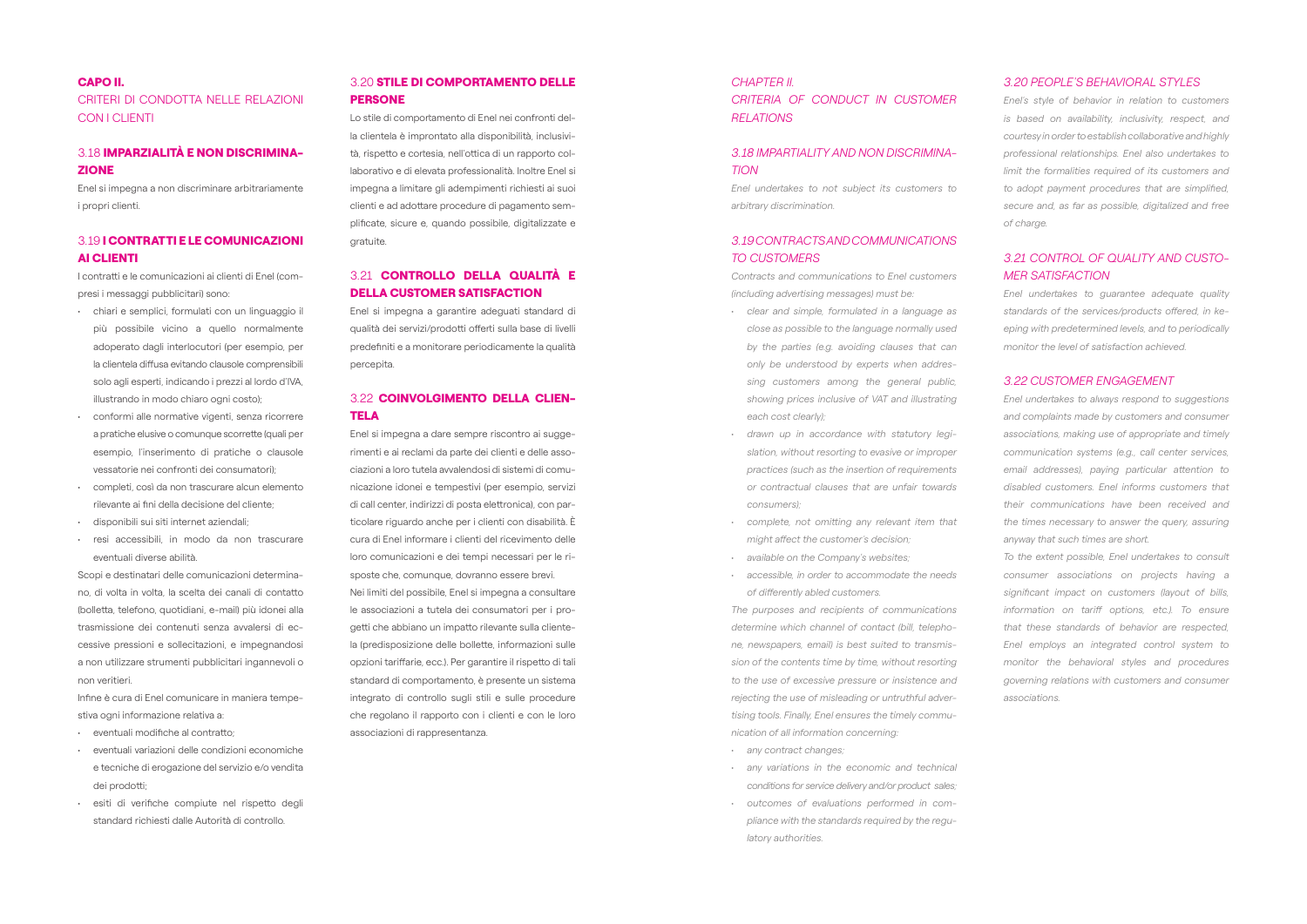## CAPO II.

## CRITERI DI CONDOTTA NELLE RELAZIONI CON I CLIENTI

### 3.18 IMPARZIALITÀ E NON DISCRIMINAZIONE

Enel si impegna a non discriminare arbitrariamente i propri clienti.

### 3.19 I CONTRATTI E LE COMUNICAZIONI AI CLIENTI

I contratti e le comunicazioni ai clienti di Enel (compresi i messaggi pubblicitari) sono:

- chiari e semplici, formulati con un linguaggio il più possibile vicino a quello normalmente adoperato dagli interlocutori (per esempio, per la clientela diffusa evitando clausole comprensibili solo agli esperti, indicando i prezzi al lordo d'IVA, illustrando in modo chiaro ogni costo);
- conformi alle normative vigenti, senza ricorrere a pratiche elusive o comunque scorrette (quali per esempio, l'inserimento di pratiche o clausole vessatorie nei confronti dei consumatori);
- completi, così da non trascurare alcun elemento rilevante ai fini della decisione del cliente;
- disponibili sui siti internet aziendali;
- resi accessibili, in modo da non trascurare eventuali diverse abilità.

Scopi e destinatari delle comunicazioni determinano, di volta in volta, la scelta dei canali di contatto (bolletta, telefono, quotidiani, e-mail) più idonei alla trasmissione dei contenuti senza avvalersi di eccessive pressioni e sollecitazioni, e impegnandosi a non utilizzare strumenti pubblicitari ingannevoli o non veritieri.

Infine è cura di Enel comunicare in maniera tempestiva ogni informazione relativa a:

- eventuali modifiche al contratto;
- eventuali variazioni delle condizioni economiche e tecniche di erogazione del servizio e/o vendita dei prodotti;
- esiti di verifiche compiute nel rispetto degli standard richiesti dalle Autorità di controllo.

### 3.20 STILE DI COMPORTAMENTO DELLE PERSONE

Lo stile di comportamento di Enel nei confronti della clientela è improntato alla disponibilità, inclusività, rispetto e cortesia, nell'ottica di un rapporto collaborativo e di elevata professionalità. Inoltre Enel si impegna a limitare gli adempimenti richiesti ai suoi clienti e ad adottare procedure di pagamento semplificate, sicure e, quando possibile, digitalizzate e gratuite.

### 3.21 CONTROLLO DELLA QUALITÀ E DELLA CUSTOMER SATISFACTION

Enel si impegna a garantire adeguati standard di qualità dei servizi/prodotti offerti sulla base di livelli predefiniti e a monitorare periodicamente la qualità percepita.

### 3.22 COINVOLGIMENTO DELLA CLIENTELA

Enel si impegna a dare sempre riscontro ai suggerimenti e ai reclami da parte dei clienti e delle associazioni a loro tutela avvalendosi di sistemi di comunicazione idonei e tempestivi (per esempio, servizi di call center, indirizzi di posta elettronica), con particolare riguardo anche per i clienti con disabilità. È cura di Enel informare i clienti del ricevimento delle loro comunicazioni e dei tempi necessari per le risposte che, comunque, dovranno essere brevi.

Nei limiti del possibile, Enel si impegna a consultare le associazioni a tutela dei consumatori per i progetti che abbiano un impatto rilevante sulla clientela (predisposizione delle bollette, informazioni sulle opzioni tariffarie, ecc.). Per garantire il rispetto di tali standard di comportamento, è presente un sistema integrato di controllo sugli stili e sulle procedure che regolano il rapporto con i clienti e con le loro associazioni di rappresentanza.

## *CHAPTER II.*

## *CRITERIA OF CONDUCT IN CUSTOMER RELATIONS*

### *3.18 IMPARTIALITY AND NON DISCRIMINATION*

*Enel undertakes to not subject its customers to arbitrary discrimination.*

### *3.19 CONTRACTS AND COMMUNICATIONS TO CUSTOMERS*

*Contracts and communications to Enel customers (including advertising messages) must be:*

- *clear and simple, formulated in a language as close as possible to the language normally used by the parties (e.g. avoiding clauses that can only be understood by experts when addressing customers among the general public, showing prices inclusive of VAT and illustrating each cost clearly);*
- *drawn up in accordance with statutory legislation, without resorting to evasive or improper practices (such as the insertion of requirements or contractual clauses that are unfair towards consumers);*
- *complete, not omitting any relevant item that might affect the customer's decision;*
- *available on the Company's websites;*
- *accessible, in order to accommodate the needs of differently abled customers.*

*The purposes and recipients of communications determine which channel of contact (bill, telephone, newspapers, email) is best suited to transmission of the contents time by time, without resorting to the use of excessive pressure or insistence and rejecting the use of misleading or untruthful advertising tools. Finally, Enel ensures the timely communication of all information concerning:*

- *any contract changes;*
- *any variations in the economic and technical conditions for service delivery and/or product sales;*
- *outcomes of evaluations performed in compliance with the standards required by the regulatory authorities.*

### *3.20 PEOPLE'S BEHAVIORAL STYLES*

*Enel's style of behavior in relation to customers is based on availability, inclusivity, respect, and courtesy in order to establish collaborative and highly professional relationships. Enel also undertakes to limit the formalities required of its customers and to adopt payment procedures that are simplified, secure and, as far as possible, digitalized and free of charge.*

### *3.21 CONTROL OF QUALITY AND CUSTOMER SATISFACTION*

*Enel undertakes to guarantee adequate quality standards of the services/products offered, in keeping with predetermined levels, and to periodically monitor the level of satisfaction achieved.*

### *3.22 CUSTOMER ENGAGEMENT*

*Enel undertakes to always respond to suggestions and complaints made by customers and consumer associations, making use of appropriate and timely communication systems (e.g., call center services, email addresses), paying particular attention to disabled customers. Enel informs customers that their communications have been received and the times necessary to answer the query, assuring anyway that such times are short.*

*To the extent possible, Enel undertakes to consult consumer associations on projects having a significant impact on customers (layout of bills, information on tariff options, etc.). To ensure that these standards of behavior are respected, Enel employs an integrated control system to monitor the behavioral styles and procedures governing relations with customers and consumer associations.*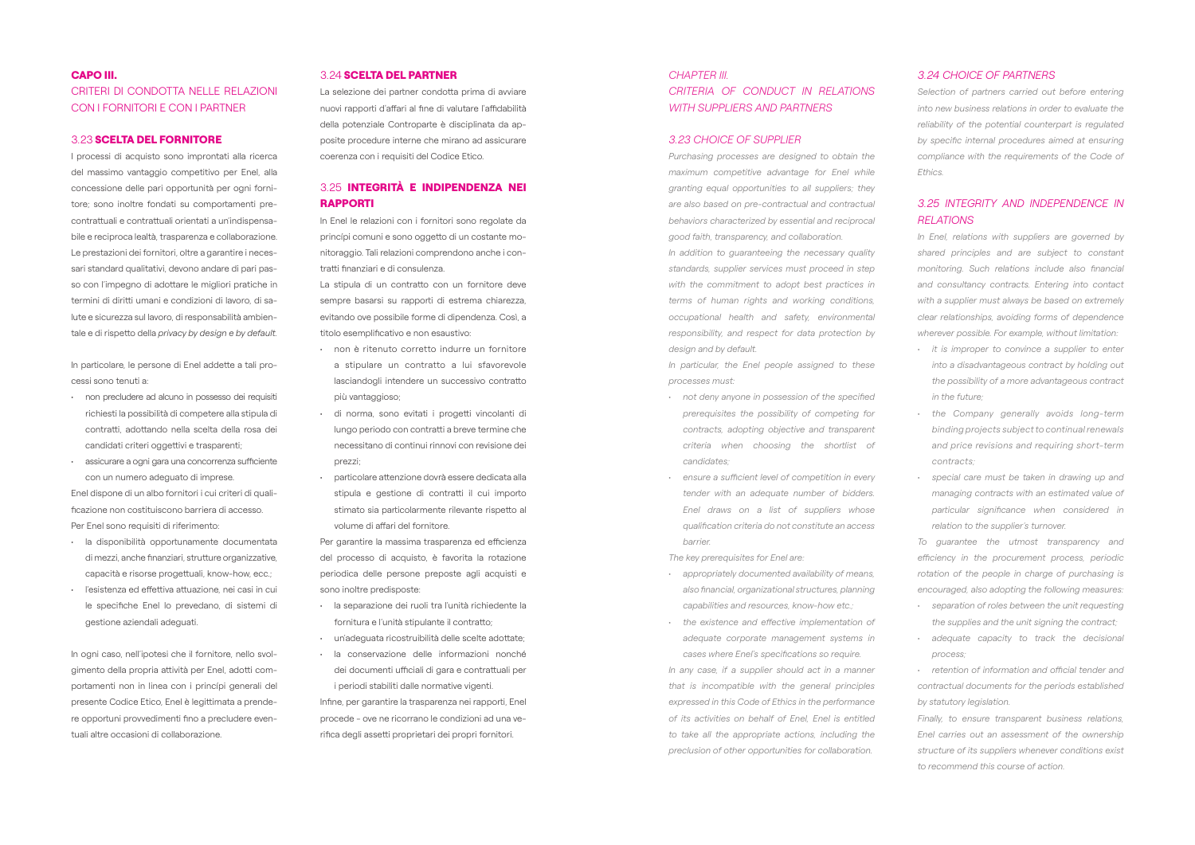## CAPO III.
## CRITERI DI CONDOTTA NELLE RELAZIONI CON I FORNITORI E CON I PARTNER

### 3.23 **SCELTA DEL FORNITORE**

I processi di acquisto sono improntati alla ricerca del massimo vantaggio competitivo per Enel, alla concessione delle pari opportunità per ogni fornitore; sono inoltre fondati su comportamenti precontrattuali e contrattuali orientati a un'indispensabile e reciproca lealtà, trasparenza e collaborazione. Le prestazioni dei fornitori, oltre a garantire i necessari standard qualitativi, devono andare di pari passo con l'impegno di adottare le migliori pratiche in termini di diritti umani e condizioni di lavoro, di salute e sicurezza sul lavoro, di responsabilità ambientale e di rispetto della *privacy by design e by default.*

In particolare, le persone di Enel addette a tali processi sono tenuti a:

- non precludere ad alcuno in possesso dei requisiti richiesti la possibilità di competere alla stipula di contratti, adottando nella scelta della rosa dei candidati criteri oggettivi e trasparenti;
- assicurare a ogni gara una concorrenza sufficiente con un numero adeguato di imprese.

Enel dispone di un albo fornitori i cui criteri di qualificazione non costituiscono barriera di accesso.
Per Enel sono requisiti di riferimento:

- la disponibilità opportunamente documentata di mezzi, anche finanziari, strutture organizzative, capacità e risorse progettuali, know-how, ecc.;
- l'esistenza ed effettiva attuazione, nei casi in cui le specifiche Enel lo prevedano, di sistemi di gestione aziendali adeguati.

In ogni caso, nell'ipotesi che il fornitore, nello svolgimento della propria attività per Enel, adotti comportamenti non in linea con i princípi generali del presente Codice Etico, Enel è legittimata a prendere opportuni provvedimenti fino a precludere eventuali altre occasioni di collaborazione.

### 3.24 **SCELTA DEL PARTNER**

La selezione dei partner condotta prima di avviare nuovi rapporti d'affari al fine di valutare l'affidabilità della potenziale Controparte è disciplinata da apposite procedure interne che mirano ad assicurare coerenza con i requisiti del Codice Etico.

### 3.25 **INTEGRITÀ E INDIPENDENZA NEI RAPPORTI**

In Enel le relazioni con i fornitori sono regolate da princípi comuni e sono oggetto di un costante monitoraggio. Tali relazioni comprendono anche i contratti finanziari e di consulenza.

La stipula di un contratto con un fornitore deve sempre basarsi su rapporti di estrema chiarezza, evitando ove possibile forme di dipendenza. Così, a titolo esemplificativo e non esaustivo:

- non è ritenuto corretto indurre un fornitore a stipulare un contratto a lui sfavorevole lasciandogli intendere un successivo contratto più vantaggioso;
- di norma, sono evitati i progetti vincolanti di lungo periodo con contratti a breve termine che necessitano di continui rinnovi con revisione dei prezzi;
- particolare attenzione dovrà essere dedicata alla stipula e gestione di contratti il cui importo stimato sia particolarmente rilevante rispetto al volume di affari del fornitore.

Per garantire la massima trasparenza ed efficienza del processo di acquisto, è favorita la rotazione periodica delle persone preposte agli acquisti e sono inoltre predisposte:

- la separazione dei ruoli tra l'unità richiedente la fornitura e l'unità stipulante il contratto;
- un'adeguata ricostruibilità delle scelte adottate;
- la conservazione delle informazioni nonché dei documenti ufficiali di gara e contrattuali per i periodi stabiliti dalle normative vigenti.

Infine, per garantire la trasparenza nei rapporti, Enel procede - ove ne ricorrano le condizioni ad una verifica degli assetti proprietari dei propri fornitori.

## *CHAPTER III.*
## *CRITERIA OF CONDUCT IN RELATIONS WITH SUPPLIERS AND PARTNERS*

### *3.23 CHOICE OF SUPPLIER*

*Purchasing processes are designed to obtain the maximum competitive advantage for Enel while granting equal opportunities to all suppliers; they are also based on pre-contractual and contractual behaviors characterized by essential and reciprocal good faith, transparency, and collaboration.*

*In addition to guaranteeing the necessary quality standards, supplier services must proceed in step with the commitment to adopt best practices in terms of human rights and working conditions, occupational health and safety, environmental responsibility, and respect for data protection by design and by default.*

*In particular, the Enel people assigned to these processes must:*

- *not deny anyone in possession of the specified prerequisites the possibility of competing for contracts, adopting objective and transparent criteria when choosing the shortlist of candidates;*
- *ensure a sufficient level of competition in every tender with an adequate number of bidders. Enel draws on a list of suppliers whose qualification criteria do not constitute an access barrier.*

*The key prerequisites for Enel are:*

- *appropriately documented availability of means, also financial, organizational structures, planning capabilities and resources, know-how etc.;*
- *the existence and effective implementation of adequate corporate management systems in cases where Enel's specifications so require.*

*In any case, if a supplier should act in a manner that is incompatible with the general principles expressed in this Code of Ethics in the performance of its activities on behalf of Enel, Enel is entitled to take all the appropriate actions, including the preclusion of other opportunities for collaboration.*

### *3.24 CHOICE OF PARTNERS*

*Selection of partners carried out before entering into new business relations in order to evaluate the reliability of the potential counterpart is regulated by specific internal procedures aimed at ensuring compliance with the requirements of the Code of Ethics.*

### *3.25 INTEGRITY AND INDEPENDENCE IN RELATIONS*

*In Enel, relations with suppliers are governed by shared principles and are subject to constant monitoring. Such relations include also financial and consultancy contracts. Entering into contact with a supplier must always be based on extremely clear relationships, avoiding forms of dependence wherever possible. For example, without limitation:*

- *it is improper to convince a supplier to enter into a disadvantageous contract by holding out the possibility of a more advantageous contract in the future;*
- *the Company generally avoids long-term binding projects subject to continual renewals and price revisions and requiring short-term contracts;*
- *special care must be taken in drawing up and managing contracts with an estimated value of particular significance when considered in relation to the supplier's turnover.*

*To guarantee the utmost transparency and efficiency in the procurement process, periodic rotation of the people in charge of purchasing is encouraged, also adopting the following measures:*

- *separation of roles between the unit requesting the supplies and the unit signing the contract;*
- *adequate capacity to track the decisional process;*
- *retention of information and official tender and contractual documents for the periods established by statutory legislation.*

*Finally, to ensure transparent business relations, Enel carries out an assessment of the ownership structure of its suppliers whenever conditions exist to recommend this course of action.*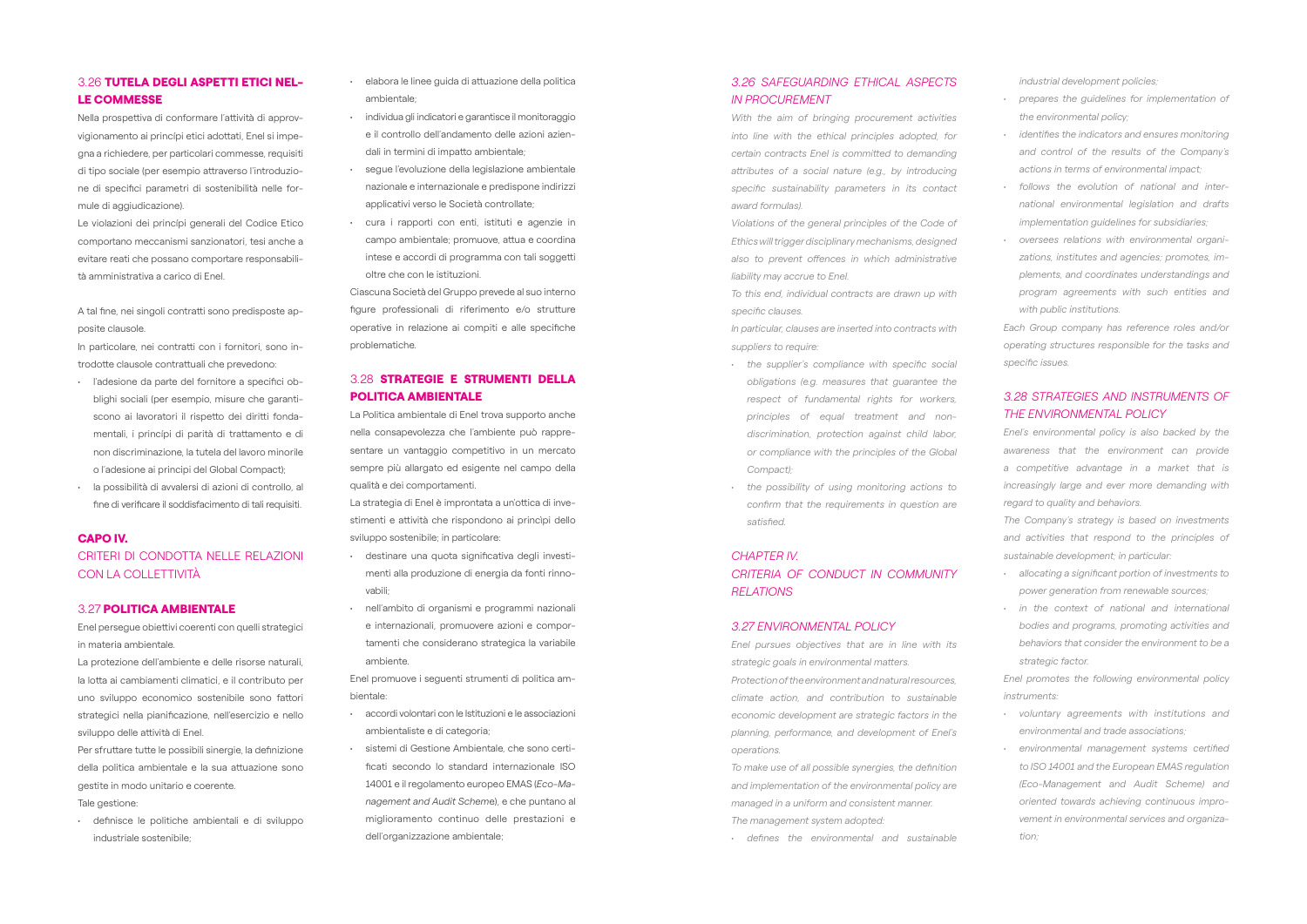### 3.26 TUTELA DEGLI ASPETTI ETICI NELLE COMMESSE

Nella prospettiva di conformare l'attività di approvvigionamento ai princìpi etici adottati, Enel si impegna a richiedere, per particolari commesse, requisiti di tipo sociale (per esempio attraverso l'introduzione di specifici parametri di sostenibilità nelle formule di aggiudicazione).

Le violazioni dei princìpi generali del Codice Etico comportano meccanismi sanzionatori, tesi anche a evitare reati che possano comportare responsabilità amministrativa a carico di Enel.

A tal fine, nei singoli contratti sono predisposte apposite clausole.

In particolare, nei contratti con i fornitori, sono introdotte clausole contrattuali che prevedono:

- l'adesione da parte del fornitore a specifici obblighi sociali (per esempio, misure che garantiscono ai lavoratori il rispetto dei diritti fondamentali, i princìpi di parità di trattamento e di non discriminazione, la tutela del lavoro minorile o l'adesione ai princìpi del Global Compact);
- la possibilità di avvalersi di azioni di controllo, al fine di verificare il soddisfacimento di tali requisiti.

## CAPO IV.
## CRITERI DI CONDOTTA NELLE RELAZIONI CON LA COLLETTIVITÀ

### 3.27 POLITICA AMBIENTALE

Enel persegue obiettivi coerenti con quelli strategici in materia ambientale.

La protezione dell'ambiente e delle risorse naturali, la lotta ai cambiamenti climatici, e il contributo per uno sviluppo economico sostenibile sono fattori strategici nella pianificazione, nell'esercizio e nello sviluppo delle attività di Enel.

Per sfruttare tutte le possibili sinergie, la definizione della politica ambientale e la sua attuazione sono gestite in modo unitario e coerente.

Tale gestione:

- definisce le politiche ambientali e di sviluppo industriale sostenibile;
- elabora le linee guida di attuazione della politica ambientale;
- individua gli indicatori e garantisce il monitoraggio e il controllo dell'andamento delle azioni aziendali in termini di impatto ambientale;
- segue l'evoluzione della legislazione ambientale nazionale e internazionale e predispone indirizzi applicativi verso le Società controllate;
- cura i rapporti con enti, istituti e agenzie in campo ambientale; promuove, attua e coordina intese e accordi di programma con tali soggetti oltre che con le istituzioni.

Ciascuna Società del Gruppo prevede al suo interno figure professionali di riferimento e/o strutture operative in relazione ai compiti e alle specifiche problematiche.

### 3.28 STRATEGIE E STRUMENTI DELLA POLITICA AMBIENTALE

La Politica ambientale di Enel trova supporto anche nella consapevolezza che l'ambiente può rappresentare un vantaggio competitivo in un mercato sempre più allargato ed esigente nel campo della qualità e dei comportamenti.

La strategia di Enel è improntata a un'ottica di investimenti e attività che rispondono ai princìpi dello sviluppo sostenibile; in particolare:

- destinare una quota significativa degli investimenti alla produzione di energia da fonti rinnovabili;
- nell'ambito di organismi e programmi nazionali e internazionali, promuovere azioni e comportamenti che considerano strategica la variabile ambiente.

Enel promuove i seguenti strumenti di politica ambientale:

- accordi volontari con le Istituzioni e le associazioni ambientaliste e di categoria;
- sistemi di Gestione Ambientale, che sono certificati secondo lo standard internazionale ISO 14001 e il regolamento europeo EMAS (*Eco-Management and Audit Scheme*), e che puntano al miglioramento continuo delle prestazioni e dell'organizzazione ambientale;

### *3.26 SAFEGUARDING ETHICAL ASPECTS IN PROCUREMENT*

*With the aim of bringing procurement activities into line with the ethical principles adopted, for certain contracts Enel is committed to demanding attributes of a social nature (e.g., by introducing specific sustainability parameters in its contact award formulas).*

*Violations of the general principles of the Code of Ethics will trigger disciplinary mechanisms, designed also to prevent offences in which administrative liability may accrue to Enel.*

*To this end, individual contracts are drawn up with specific clauses.*

*In particular, clauses are inserted into contracts with suppliers to require:*

- *the supplier's compliance with specific social obligations (e.g. measures that guarantee the respect of fundamental rights for workers, principles of equal treatment and non-discrimination, protection against child labor, or compliance with the principles of the Global Compact);*
- *the possibility of using monitoring actions to confirm that the requirements in question are satisfied.*

## *CHAPTER IV.*
## *CRITERIA OF CONDUCT IN COMMUNITY RELATIONS*

### *3.27 ENVIRONMENTAL POLICY*

*Enel pursues objectives that are in line with its strategic goals in environmental matters.*

*Protection of the environment and natural resources, climate action, and contribution to sustainable economic development are strategic factors in the planning, performance, and development of Enel's operations.*

*To make use of all possible synergies, the definition and implementation of the environmental policy are managed in a uniform and consistent manner.*

*The management system adopted:*

- *defines the environmental and sustainable industrial development policies;*
- *prepares the guidelines for implementation of the environmental policy;*
- *identifies the indicators and ensures monitoring and control of the results of the Company's actions in terms of environmental impact;*
- *follows the evolution of national and international environmental legislation and drafts implementation guidelines for subsidiaries;*
- *oversees relations with environmental organizations, institutes and agencies; promotes, implements, and coordinates understandings and program agreements with such entities and with public institutions.*

*Each Group company has reference roles and/or operating structures responsible for the tasks and specific issues.*

### *3.28 STRATEGIES AND INSTRUMENTS OF THE ENVIRONMENTAL POLICY*

*Enel's environmental policy is also backed by the awareness that the environment can provide a competitive advantage in a market that is increasingly large and ever more demanding with regard to quality and behaviors.*

*The Company's strategy is based on investments and activities that respond to the principles of sustainable development; in particular:*

- *allocating a significant portion of investments to power generation from renewable sources;*
- *in the context of national and international bodies and programs, promoting activities and behaviors that consider the environment to be a strategic factor.*

*Enel promotes the following environmental policy instruments:*

- *voluntary agreements with institutions and environmental and trade associations;*
- *environmental management systems certified to ISO 14001 and the European EMAS regulation (Eco-Management and Audit Scheme) and oriented towards achieving continuous improvement in environmental services and organization;*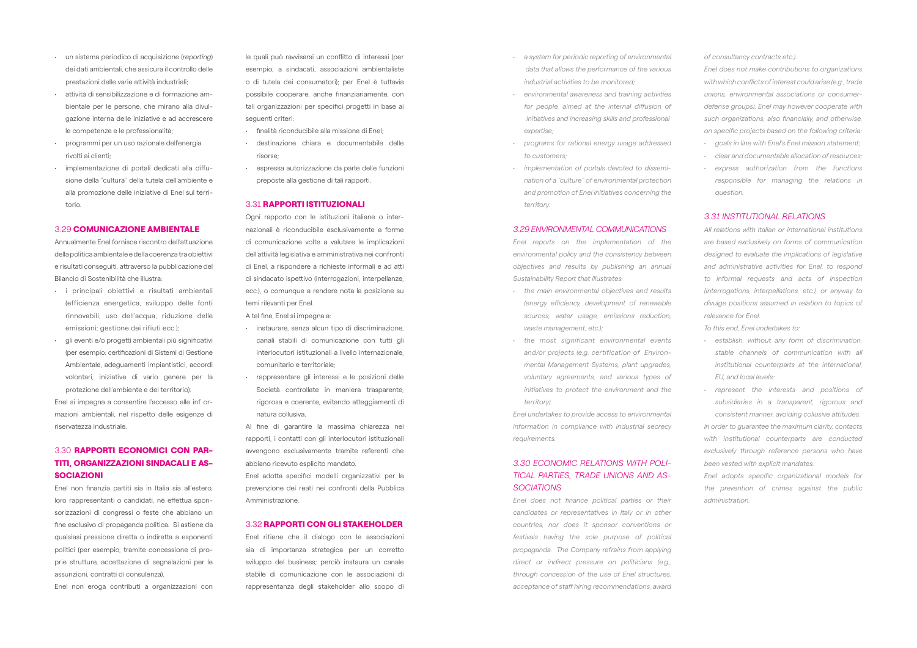- un sistema periodico di acquisizione (*reporting*) dei dati ambientali, che assicura il controllo delle prestazioni delle varie attività industriali;
- attività di sensibilizzazione e di formazione ambientale per le persone, che mirano alla divulgazione interna delle iniziative e ad accrescere le competenze e le professionalità;
- programmi per un uso razionale dell'energia rivolti ai clienti;
- implementazione di portali dedicati alla diffusione della "cultura" della tutela dell'ambiente e alla promozione delle iniziative di Enel sul territorio.

### 3.29 COMUNICAZIONE AMBIENTALE

Annualmente Enel fornisce riscontro dell'attuazione della politica ambientale e della coerenza tra obiettivi e risultati conseguiti, attraverso la pubblicazione del Bilancio di Sostenibilità che illustra:

- i principali obiettivi e risultati ambientali (efficienza energetica, sviluppo delle fonti rinnovabili, uso dell'acqua, riduzione delle emissioni; gestione dei rifiuti ecc.);
- gli eventi e/o progetti ambientali più significativi (per esempio: certificazioni di Sistemi di Gestione Ambientale, adeguamenti impiantistici, accordi volontari, iniziative di vario genere per la protezione dell'ambiente e del territorio).

Enel si impegna a consentire l'accesso alle inf ormazioni ambientali, nel rispetto delle esigenze di riservatezza industriale.

### 3.30 RAPPORTI ECONOMICI CON PARTITI, ORGANIZZAZIONI SINDACALI E ASSOCIAZIONI

Enel non finanzia partiti sia in Italia sia all'estero, loro rappresentanti o candidati, né effettua sponsorizzazioni di congressi o feste che abbiano un fine esclusivo di propaganda politica. Si astiene da qualsiasi pressione diretta o indiretta a esponenti politici (per esempio, tramite concessione di proprie strutture, accettazione di segnalazioni per le assunzioni, contratti di consulenza).

Enel non eroga contributi a organizzazioni con le quali può ravvisarsi un conflitto di interessi (per esempio, a sindacati, associazioni ambientaliste o di tutela dei consumatori); per Enel è tuttavia possibile cooperare, anche finanziariamente, con tali organizzazioni per specifici progetti in base ai seguenti criteri:

- finalità riconducibile alla missione di Enel;
- destinazione chiara e documentabile delle risorse;
- espressa autorizzazione da parte delle funzioni preposte alla gestione di tali rapporti.

### 3.31 RAPPORTI ISTITUZIONALI

Ogni rapporto con le istituzioni italiane o internazionali è riconducibile esclusivamente a forme di comunicazione volte a valutare le implicazioni dell'attività legislativa e amministrativa nei confronti di Enel, a rispondere a richieste informali e ad atti di sindacato ispettivo (interrogazioni, interpellanze, ecc.), o comunque a rendere nota la posizione su temi rilevanti per Enel.

A tal fine, Enel si impegna a:

- instaurare, senza alcun tipo di discriminazione, canali stabili di comunicazione con tutti gli interlocutori istituzionali a livello internazionale, comunitario e territoriale;
- rappresentare gli interessi e le posizioni delle Società controllate in maniera trasparente, rigorosa e coerente, evitando atteggiamenti di natura collusiva.

Al fine di garantire la massima chiarezza nei rapporti, i contatti con gli interlocutori istituzionali avvengono esclusivamente tramite referenti che abbiano ricevuto esplicito mandato.

Enel adotta specifici modelli organizzativi per la prevenzione dei reati nei confronti della Pubblica Amministrazione.

### 3.32 RAPPORTI CON GLI STAKEHOLDER

Enel ritiene che il dialogo con le associazioni sia di importanza strategica per un corretto sviluppo del business; perciò instaura un canale stabile di comunicazione con le associazioni di rappresentanza degli stakeholder allo scopo di

- *a system for periodic reporting of environmental data that allows the performance of the various industrial activities to be monitored;*
- *environmental awareness and training activities for people, aimed at the internal diffusion of initiatives and increasing skills and professional expertise;*
- *programs for rational energy usage addressed to customers;*
- *implementation of portals devoted to dissemination of a "culture" of environmental protection and promotion of Enel initiatives concerning the territory.*

### *3.29 ENVIRONMENTAL COMMUNICATIONS*

*Enel reports on the implementation of the environmental policy and the consistency between objectives and results by publishing an annual Sustainability Report that illustrates:*

- *the main environmental objectives and results (energy efficiency, development of renewable sources, water usage, emissions reduction, waste management, etc.);*
- *the most significant environmental events and/or projects (e.g. certification of Environmental Management Systems, plant upgrades, voluntary agreements, and various types of initiatives to protect the environment and the territory).*

*Enel undertakes to provide access to environmental information in compliance with industrial secrecy requirements.*

### *3.30 ECONOMIC RELATIONS WITH POLITICAL PARTIES, TRADE UNIONS AND ASSOCIATIONS*

*Enel does not finance political parties or their candidates or representatives in Italy or in other countries, nor does it sponsor conventions or festivals having the sole purpose of political propaganda. The Company refrains from applying direct or indirect pressure on politicians (e.g., through concession of the use of Enel structures, acceptance of staff hiring recommendations, award of consultancy contracts etc.).*

*Enel does not make contributions to organizations with which conflicts of interest could arise (e.g., trade unions, environmental associations or consumer-defense groups): Enel may however cooperate with such organizations, also financially, and otherwise, on specific projects based on the following criteria:*

- *goals in line with Enel's Enel mission statement;*
- *clear and documentable allocation of resources;*
- *express authorization from the functions responsible for managing the relations in question.*

### *3.31 INSTITUTIONAL RELATIONS*

*All relations with Italian or international institutions are based exclusively on forms of communication designed to evaluate the implications of legislative and administrative activities for Enel, to respond to informal requests and acts of inspection (interrogations, interpellations, etc.), or anyway to divulge positions assumed in relation to topics of relevance for Enel.*

*To this end, Enel undertakes to:*

- *establish, without any form of discrimination, stable channels of communication with all institutional counterparts at the international, EU, and local levels;*
- *represent the interests and positions of subsidiaries in a transparent, rigorous and consistent manner, avoiding collusive attitudes.*

*In order to guarantee the maximum clarity, contacts with institutional counterparts are conducted exclusively through reference persons who have been vested with explicit mandates.*

*Enel adopts specific organizational models for the prevention of crimes against the public administration.*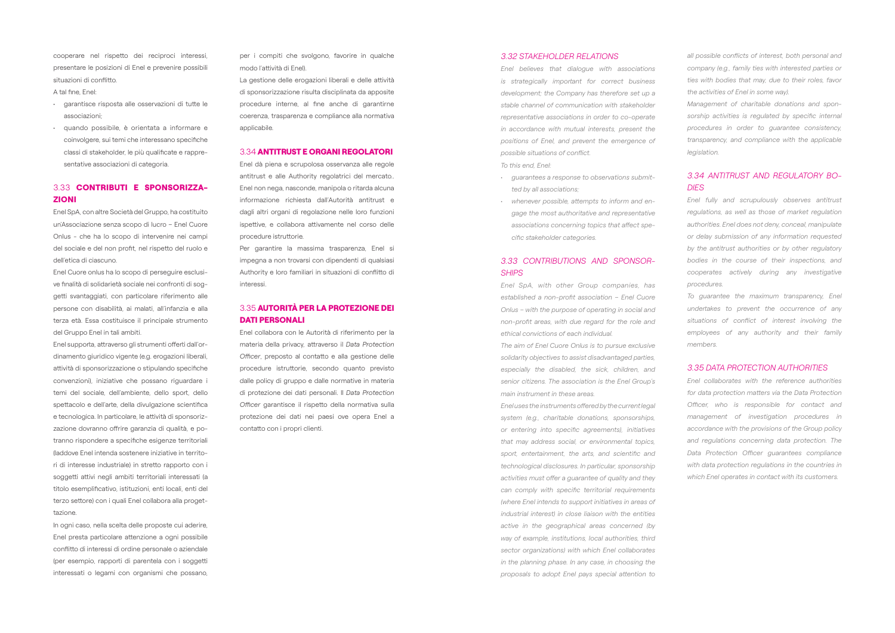cooperare nel rispetto dei reciproci interessi, presentare le posizioni di Enel e prevenire possibili situazioni di conflitto.

A tal fine, Enel:

- garantisce risposta alle osservazioni di tutte le associazioni;
- quando possibile, è orientata a informare e coinvolgere, sui temi che interessano specifiche classi di stakeholder, le più qualificate e rappresentative associazioni di categoria.

## 3.33 CONTRIBUTI E SPONSORIZZAZIONI

Enel SpA, con altre Società del Gruppo, ha costituito un'Associazione senza scopo di lucro – Enel Cuore Onlus - che ha lo scopo di intervenire nei campi del sociale e del non profit, nel rispetto del ruolo e dell'etica di ciascuno.

Enel Cuore onlus ha lo scopo di perseguire esclusive finalità di solidarietà sociale nei confronti di soggetti svantaggiati, con particolare riferimento alle persone con disabilità, ai malati, all'infanzia e alla terza età. Essa costituisce il principale strumento del Gruppo Enel in tali ambiti.

Enel supporta, attraverso gli strumenti offerti dall'ordinamento giuridico vigente (e.g. erogazioni liberali, attività di sponsorizzazione o stipulando specifiche convenzioni), iniziative che possano riguardare i temi del sociale, dell'ambiente, dello sport, dello spettacolo e dell'arte, della divulgazione scientifica e tecnologica. In particolare, le attività di sponsorizzazione dovranno offrire garanzia di qualità, e potranno rispondere a specifiche esigenze territoriali (laddove Enel intenda sostenere iniziative in territori di interesse industriale) in stretto rapporto con i soggetti attivi negli ambiti territoriali interessati (a titolo esemplificativo, istituzioni, enti locali, enti del terzo settore) con i quali Enel collabora alla progettazione.

In ogni caso, nella scelta delle proposte cui aderire, Enel presta particolare attenzione a ogni possibile conflitto di interessi di ordine personale o aziendale (per esempio, rapporti di parentela con i soggetti interessati o legami con organismi che possano, per i compiti che svolgono, favorire in qualche modo l'attività di Enel).

La gestione delle erogazioni liberali e delle attività di sponsorizzazione risulta disciplinata da apposite procedure interne, al fine anche di garantirne coerenza, trasparenza e compliance alla normativa applicabile.

## 3.34 ANTITRUST E ORGANI REGOLATORI

Enel dà piena e scrupolosa osservanza alle regole antitrust e alle Authority regolatrici del mercato.. Enel non nega, nasconde, manipola o ritarda alcuna informazione richiesta dall'Autorità antitrust e dagli altri organi di regolazione nelle loro funzioni ispettive, e collabora attivamente nel corso delle procedure istruttorie.

Per garantire la massima trasparenza, Enel si impegna a non trovarsi con dipendenti di qualsiasi Authority e loro familiari in situazioni di conflitto di interessi.

## 3.35 AUTORITÀ PER LA PROTEZIONE DEI DATI PERSONALI

Enel collabora con le Autorità di riferimento per la materia della privacy, attraverso il *Data Protection Officer*, preposto al contatto e alla gestione delle procedure istruttorie, secondo quanto previsto dalle policy di gruppo e dalle normative in materia di protezione dei dati personali. Il *Data Protection Officer* garantisce il rispetto della normativa sulla protezione dei dati nei paesi ove opera Enel a contatto con i propri clienti.

## *3.32 STAKEHOLDER RELATIONS*

*Enel believes that dialogue with associations is strategically important for correct business development; the Company has therefore set up a stable channel of communication with stakeholder representative associations in order to co-operate in accordance with mutual interests, present the positions of Enel, and prevent the emergence of possible situations of conflict.*

*To this end, Enel:*

- *guarantees a response to observations submitted by all associations;*
- *whenever possible, attempts to inform and engage the most authoritative and representative associations concerning topics that affect specific stakeholder categories.*

## *3.33 CONTRIBUTIONS AND SPONSORSHIPS*

*Enel SpA, with other Group companies, has established a non-profit association – Enel Cuore Onlus – with the purpose of operating in social and non-profit areas, with due regard for the role and ethical convictions of each individual.*

*The aim of Enel Cuore Onlus is to pursue exclusive solidarity objectives to assist disadvantaged parties, especially the disabled, the sick, children, and senior citizens. The association is the Enel Group's main instrument in these areas.*

*Enel uses the instruments offered by the current legal system (e.g., charitable donations, sponsorships, or entering into specific agreements), initiatives that may address social, or environmental topics, sport, entertainment, the arts, and scientific and technological disclosures. In particular, sponsorship activities must offer a guarantee of quality and they can comply with specific territorial requirements (where Enel intends to support initiatives in areas of industrial interest) in close liaison with the entities active in the geographical areas concerned (by way of example, institutions, local authorities, third sector organizations) with which Enel collaborates in the planning phase. In any case, in choosing the proposals to adopt Enel pays special attention to all possible conflicts of interest, both personal and company (e.g., family ties with interested parties or ties with bodies that may, due to their roles, favor the activities of Enel in some way).*

*Management of charitable donations and sponsorship activities is regulated by specific internal procedures in order to guarantee consistency, transparency, and compliance with the applicable legislation.*

## *3.34 ANTITRUST AND REGULATORY BODIES*

*Enel fully and scrupulously observes antitrust regulations, as well as those of market regulation authorities. Enel does not deny, conceal, manipulate or delay submission of any information requested by the antitrust authorities or by other regulatory bodies in the course of their inspections, and cooperates actively during any investigative procedures.*

*To guarantee the maximum transparency, Enel undertakes to prevent the occurrence of any situations of conflict of interest involving the employees of any authority and their family members.*

## *3.35 DATA PROTECTION AUTHORITIES*

*Enel collaborates with the reference authorities for data protection matters via the Data Protection Officer, who is responsible for contact and management of investigation procedures in accordance with the provisions of the Group policy and regulations concerning data protection. The Data Protection Officer guarantees compliance with data protection regulations in the countries in which Enel operates in contact with its customers.*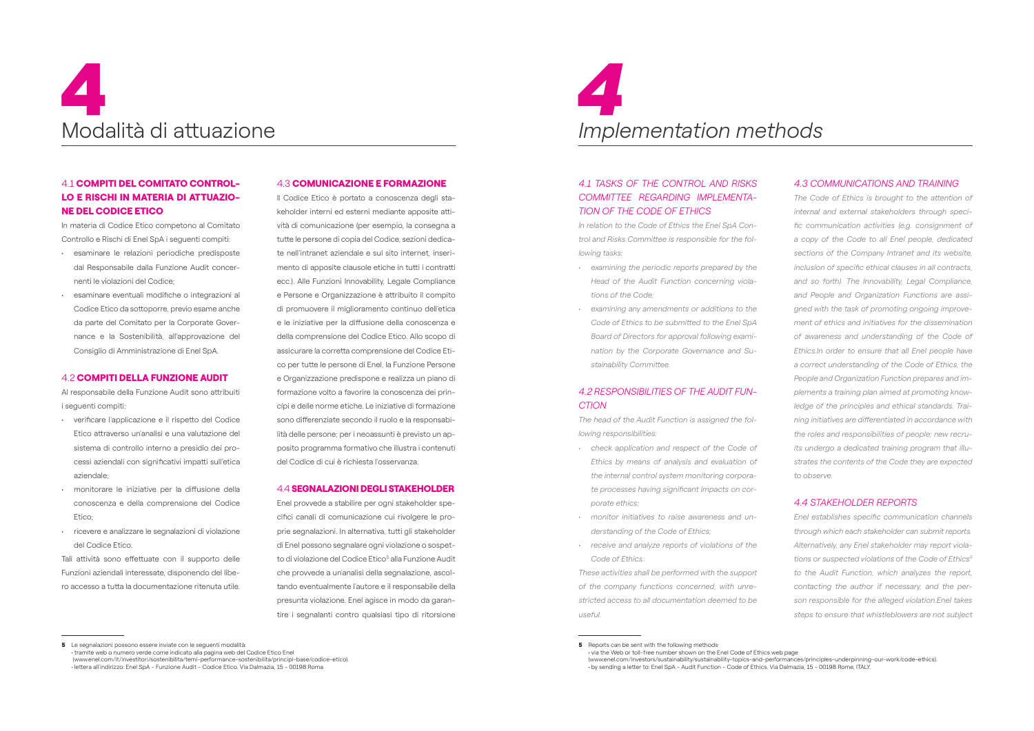# 4 Modalità di attuazione

## 4.1 COMPITI DEL COMITATO CONTROLLO E RISCHI IN MATERIA DI ATTUAZIONE DEL CODICE ETICO

In materia di Codice Etico competono al Comitato Controllo e Rischi di Enel SpA i seguenti compiti:

- esaminare le relazioni periodiche predisposte dal Responsabile dalla Funzione Audit concernenti le violazioni del Codice;
- esaminare eventuali modifiche o integrazioni al Codice Etico da sottoporre, previo esame anche da parte del Comitato per la Corporate Governance e la Sostenibilità, all'approvazione del Consiglio di Amministrazione di Enel SpA.

## 4.2 COMPITI DELLA FUNZIONE AUDIT

Al responsabile della Funzione Audit sono attribuiti i seguenti compiti:

- verificare l'applicazione e il rispetto del Codice Etico attraverso un'analisi e una valutazione del sistema di controllo interno a presidio dei processi aziendali con significativi impatti sull'etica aziendale;
- monitorare le iniziative per la diffusione della conoscenza e della comprensione del Codice Etico;
- ricevere e analizzare le segnalazioni di violazione del Codice Etico.

Tali attività sono effettuate con il supporto delle Funzioni aziendali interessate, disponendo del libero accesso a tutta la documentazione ritenuta utile.

## 4.3 COMUNICAZIONE E FORMAZIONE

Il Codice Etico è portato a conoscenza degli stakeholder interni ed esterni mediante apposite attività di comunicazione (per esempio, la consegna a tutte le persone di copia del Codice, sezioni dedicate nell'intranet aziendale e sul sito internet, inserimento di apposite clausole etiche in tutti i contratti ecc.). Alle Funzioni Innovability, Legale Compliance e Persone e Organizzazione è attribuito il compito di promuovere il miglioramento continuo dell'etica e le iniziative per la diffusione della conoscenza e della comprensione del Codice Etico. Allo scopo di assicurare la corretta comprensione del Codice Etico per tutte le persone di Enel, la Funzione Persone e Organizzazione predispone e realizza un piano di formazione volto a favorire la conoscenza dei princìpi e delle norme etiche. Le iniziative di formazione sono differenziate secondo il ruolo e la responsabilità delle persone; per i neoassunti è previsto un apposito programma formativo che illustra i contenuti del Codice Etico di cui è richiesta l'osservanza.

## 4.4 SEGNALAZIONI DEGLI STAKEHOLDER

Enel provvede a stabilire per ogni stakeholder specifici canali di comunicazione cui rivolgere le proprie segnalazioni. In alternativa, tutti gli stakeholder di Enel possono segnalare ogni violazione o sospetto di violazione del Codice Etico[5] alla Funzione Audit che provvede a un'analisi della segnalazione, ascoltando eventualmente l'autore e il responsabile della presunta violazione. Enel agisce in modo da garantire i segnalanti contro qualsiasi tipo di ritorsione

[5] Le segnalazioni possono essere inviate con le seguenti modalità:
• tramite web o numero verde come indicato alla pagina web del Codice Etico Enel (www.enel.com/it/investitori/sostenibilita/temi-performance-sostenibilita/principi-base/codice-etico).
• lettera all'indirizzo: Enel SpA - Funzione Audit - Codice Etico. Via Dalmazia, 15 - 00198 Roma

# *4 Implementation methods*

## *4.1 TASKS OF THE CONTROL AND RISKS COMMITTEE REGARDING IMPLEMENTATION OF THE CODE OF ETHICS*

*In relation to the Code of Ethics the Enel SpA Control and Risks Committee is responsible for the following tasks:*

- *examining the periodic reports prepared by the Head of the Audit Function concerning violations of the Code;*
- *examining any amendments or additions to the Code of Ethics to be submitted to the Enel SpA Board of Directors for approval following examination by the Corporate Governance and Sustainability Committee.*

## *4.2 RESPONSIBILITIES OF THE AUDIT FUNCTION*

*The head of the Audit Function is assigned the following responsibilities:*

- *check application and respect of the Code of Ethics by means of analysis and evaluation of the internal control system monitoring corporate processes having significant impacts on corporate ethics;*
- *monitor initiatives to raise awareness and understanding of the Code of Ethics;*
- *receive and analyze reports of violations of the Code of Ethics.*

*These activities shall be performed with the support of the company functions concerned, with unrestricted access to all documentation deemed to be useful.*

## *4.3 COMMUNICATIONS AND TRAINING*

*The Code of Ethics is brought to the attention of internal and external stakeholders through specific communication activities (e.g. consignment of a copy of the Code to all Enel people, dedicated sections of the Company Intranet and its website, inclusion of specific ethical clauses in all contracts, and so forth). The Innovability, Legal Compliance, and People and Organization Functions are assigned with the task of promoting ongoing improvement of ethics and initiatives for the dissemination of awareness and understanding of the Code of Ethics.In order to ensure that all Enel people have a correct understanding of the Code of Ethics, the People and Organization Function prepares and implements a training plan aimed at promoting knowledge of the principles and ethical standards. Training initiatives are differentiated in accordance with the roles and responsibilities of people; new recruits undergo a dedicated training program that illustrates the contents of the Code they are expected to observe.*

## *4.4 STAKEHOLDER REPORTS*

*Enel establishes specific communication channels through which each stakeholder can submit reports. Alternatively, any Enel stakeholder may report violations or suspected violations of the Code of Ethics[5] to the Audit Function, which analyzes the report, contacting the author if necessary, and the person responsible for the alleged violation.Enel takes steps to ensure that whistleblowers are not subject*

[5] Reports can be sent with the following methods:
• via the Web or toll-free number shown on the Enel Code of Ethics web page (www.enel.com/investors/sustainability/sustainability-topics-and-performances/principles-underpinning-our-work/code-ethics).
• by sending a letter to: Enel SpA - Audit Function - Code of Ethics. Via Dalmazia, 15 - 00198 Rome, ITALY.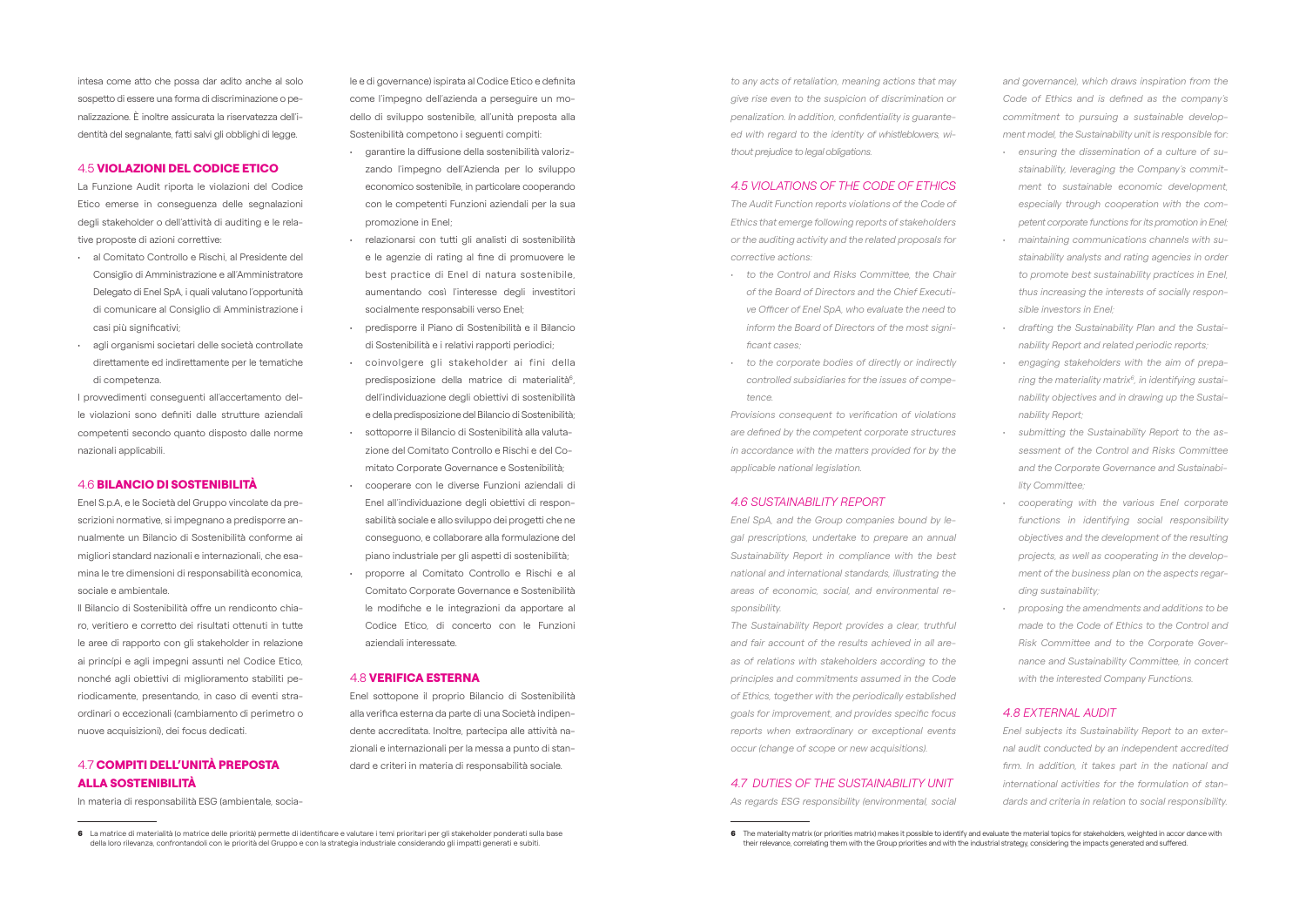intesa come atto che possa dar adito anche al solo sospetto di essere una forma di discriminazione o penalizzazione. È inoltre assicurata la riservatezza dell'identità del segnalante, fatti salvi gli obblighi di legge.

## 4.5 VIOLAZIONI DEL CODICE ETICO

La Funzione Audit riporta le violazioni del Codice Etico emerse in conseguenza delle segnalazioni degli stakeholder o dell'attività di auditing e le relative proposte di azioni correttive:

- al Comitato Controllo e Rischi, al Presidente del Consiglio di Amministrazione e all'Amministratore Delegato di Enel SpA, i quali valutano l'opportunità di comunicare al Consiglio di Amministrazione i casi più significativi;
- agli organismi societari delle società controllate direttamente ed indirettamente per le tematiche di competenza.

I provvedimenti conseguenti all'accertamento delle violazioni sono definiti dalle strutture aziendali competenti secondo quanto disposto dalle norme nazionali applicabili.

## 4.6 BILANCIO DI SOSTENIBILITÀ

Enel S.p.A, e le Società del Gruppo vincolate da prescrizioni normative, si impegnano a predisporre annualmente un Bilancio di Sostenibilità conforme ai migliori standard nazionali e internazionali, che esamina le tre dimensioni di responsabilità economica, sociale e ambientale.

Il Bilancio di Sostenibilità offre un rendiconto chiaro, veritiero e corretto dei risultati ottenuti in tutte le aree di rapporto con gli stakeholder in relazione ai principi e agli impegni assunti nel Codice Etico, nonché agli obiettivi di miglioramento stabiliti periodicamente, presentando, in caso di eventi straordinari o eccezionali (cambiamento di perimetro o nuove acquisizioni), dei focus dedicati.

## 4.7 COMPITI DELL'UNITÀ PREPOSTA ALLA SOSTENIBILITÀ

In materia di responsabilità ESG (ambientale, sociale e di governance) ispirata al Codice Etico e definita come l'impegno dell'azienda a perseguire un modello di sviluppo sostenibile, all'unità preposta alla Sostenibilità competono i seguenti compiti:

- garantire la diffusione della sostenibilità valorizzando l'impegno dell'Azienda per lo sviluppo economico sostenibile, in particolare cooperando con le competenti Funzioni aziendali per la sua promozione in Enel;
- relazionarsi con tutti gli analisti di sostenibilità e le agenzie di rating al fine di promuovere le best practice di Enel di natura sostenibile, aumentando così l'interesse degli investitori socialmente responsabili verso Enel;
- predisporre il Piano di Sostenibilità e il Bilancio di Sostenibilità e i relativi rapporti periodici;
- coinvolgere gli stakeholder ai fini della predisposizione della matrice di materialità[6], dell'individuazione degli obiettivi di sostenibilità e della predisposizione del Bilancio di Sostenibilità;
- sottoporre il Bilancio di Sostenibilità alla valutazione del Comitato Controllo e Rischi e del Comitato Corporate Governance e Sostenibilità;
- cooperare con le diverse Funzioni aziendali di Enel all'individuazione degli obiettivi di responsabilità sociale e allo sviluppo dei progetti che ne conseguono, e collaborare alla formulazione del piano industriale per gli aspetti di sostenibilità;
- proporre al Comitato Controllo e Rischi e al Comitato Corporate Governance e Sostenibilità le modifiche e le integrazioni da apportare al Codice Etico, di concerto con le Funzioni aziendali interessate.

## 4.8 VERIFICA ESTERNA

Enel sottopone il proprio Bilancio di Sostenibilità alla verifica esterna da parte di una Società indipendente accreditata. Inoltre, partecipa alle attività nazionali e internazionali per la messa a punto di standard e criteri in materia di responsabilità sociale.

6 La matrice di materialità (o matrice delle priorità) permette di identificare e valutare i temi prioritari per gli stakeholder ponderati sulla base della loro rilevanza, confrontandoli con le priorità del Gruppo e con la strategia industriale considerando gli impatti generati e subiti.

*to any acts of retaliation, meaning actions that may give rise even to the suspicion of discrimination or penalization. In addition, confidentiality is guaranteed with regard to the identity of whistleblowers, without prejudice to legal obligations.*

## *4.5 VIOLATIONS OF THE CODE OF ETHICS*

*The Audit Function reports violations of the Code of Ethics that emerge following reports of stakeholders or the auditing activity and the related proposals for corrective actions:*

- *to the Control and Risks Committee, the Chair of the Board of Directors and the Chief Executive Officer of Enel SpA, who evaluate the need to inform the Board of Directors of the most significant cases;*
- *to the corporate bodies of directly or indirectly controlled subsidiaries for the issues of competence.*

*Provisions consequent to verification of violations are defined by the competent corporate structures in accordance with the matters provided for by the applicable national legislation.*

## *4.6 SUSTAINABILITY REPORT*

*Enel SpA, and the Group companies bound by legal prescriptions, undertake to prepare an annual Sustainability Report in compliance with the best national and international standards, illustrating the areas of economic, social, and environmental responsibility.*

*The Sustainability Report provides a clear, truthful and fair account of the results achieved in all areas of relations with stakeholders according to the principles and commitments assumed in the Code of Ethics, together with the periodically established goals for improvement, and provides specific focus reports when extraordinary or exceptional events occur (change of scope or new acquisitions).*

## *4.7 DUTIES OF THE SUSTAINABILITY UNIT*

*As regards ESG responsibility (environmental, social and governance), which draws inspiration from the Code of Ethics and is defined as the company's commitment to pursuing a sustainable development model, the Sustainability unit is responsible for:*

- *ensuring the dissemination of a culture of sustainability, leveraging the Company's commitment to sustainable economic development, especially through cooperation with the competent corporate functions for its promotion in Enel;*
- *maintaining communications channels with sustainability analysts and rating agencies in order to promote best sustainability practices in Enel, thus increasing the interests of socially responsible investors in Enel;*
- *drafting the Sustainability Plan and the Sustainability Report and related periodic reports;*
- *engaging stakeholders with the aim of preparing the materiality matrix[6], in identifying sustainability objectives and in drawing up the Sustainability Report;*
- *submitting the Sustainability Report to the assessment of the Control and Risks Committee and the Corporate Governance and Sustainability Committee;*
- *cooperating with the various Enel corporate functions in identifying social responsibility objectives and the development of the resulting projects, as well as cooperating in the development of the business plan on the aspects regarding sustainability;*
- *proposing the amendments and additions to be made to the Code of Ethics to the Control and Risk Committee and to the Corporate Governance and Sustainability Committee, in concert with the interested Company Functions.*

## *4.8 EXTERNAL AUDIT*

*Enel subjects its Sustainability Report to an external audit conducted by an independent accredited firm. In addition, it takes part in the national and international activities for the formulation of standards and criteria in relation to social responsibility.*

6 The materiality matrix (or priorities matrix) makes it possible to identify and evaluate the material topics for stakeholders, weighted in accor dance with their relevance, correlating them with the Group priorities and with the industrial strategy, considering the impacts generated and suffered.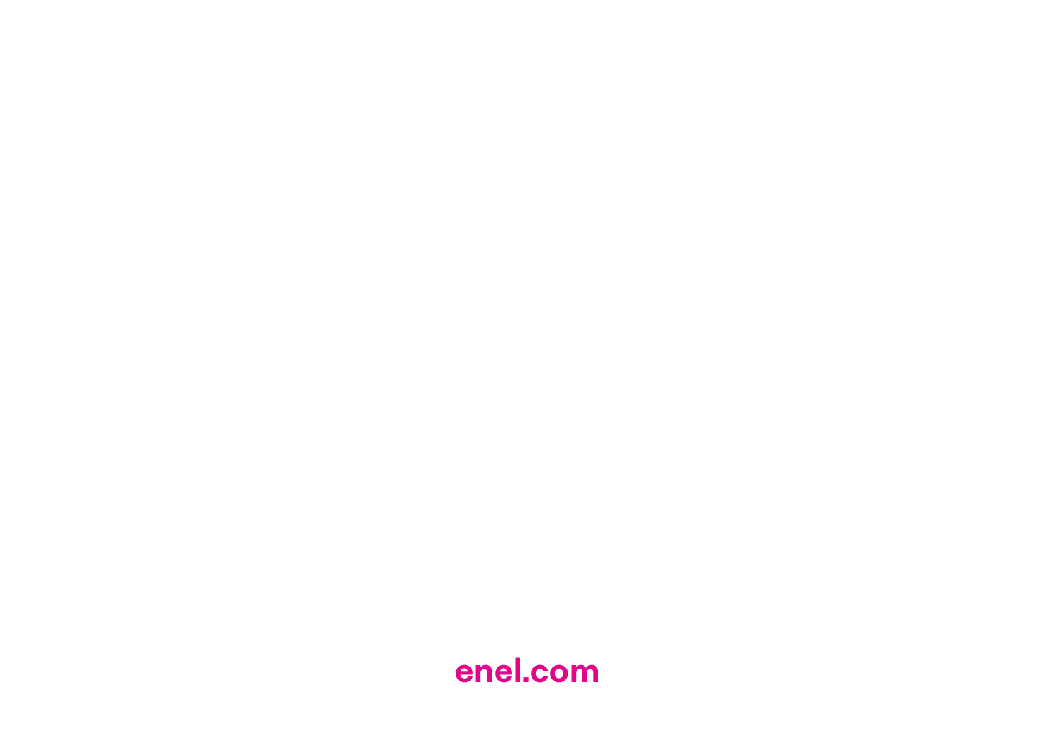enel.com